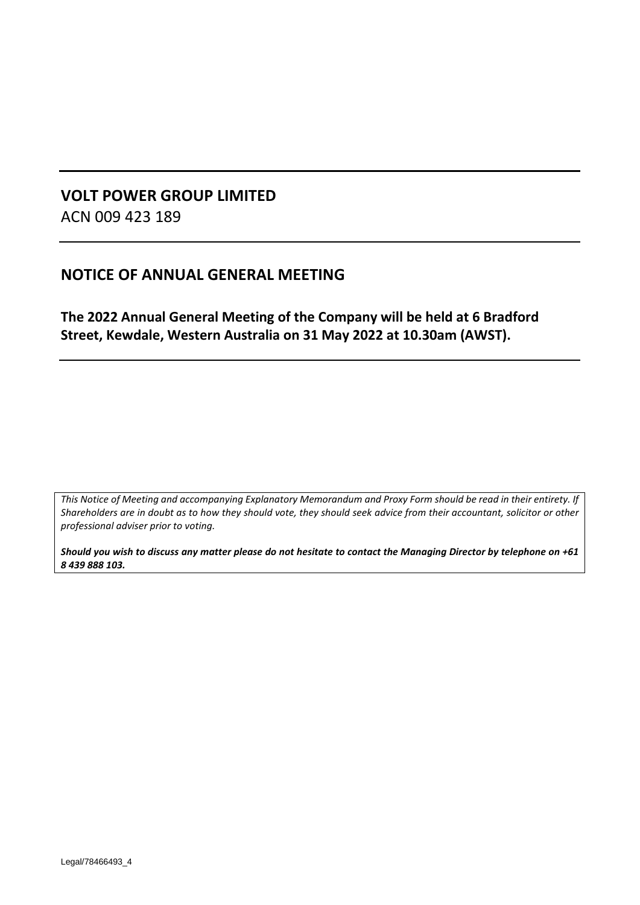# VOLT POWER GROUP LIMITED

ACN 009 423 189

## NOTICE OF ANNUAL GENERAL MEETING

**The 2022 Annual General Meeting of the Company will be held at 6 Bradford Street, Kewdale, Western Australia on 31 May 2022 at 10.30am (AWST).**

*This Notice of Meeting and accompanying Explanatory Memorandum and Proxy Form should be read in their entirety. If Shareholders are in doubt as to how they should vote, they should seek advice from their accountant, solicitor or other professional adviser prior to voting.*

***Should you wish to discuss any matter please do not hesitate to contact the Managing Director by telephone on +61 8 439 888 103.***

Legal/78466493_4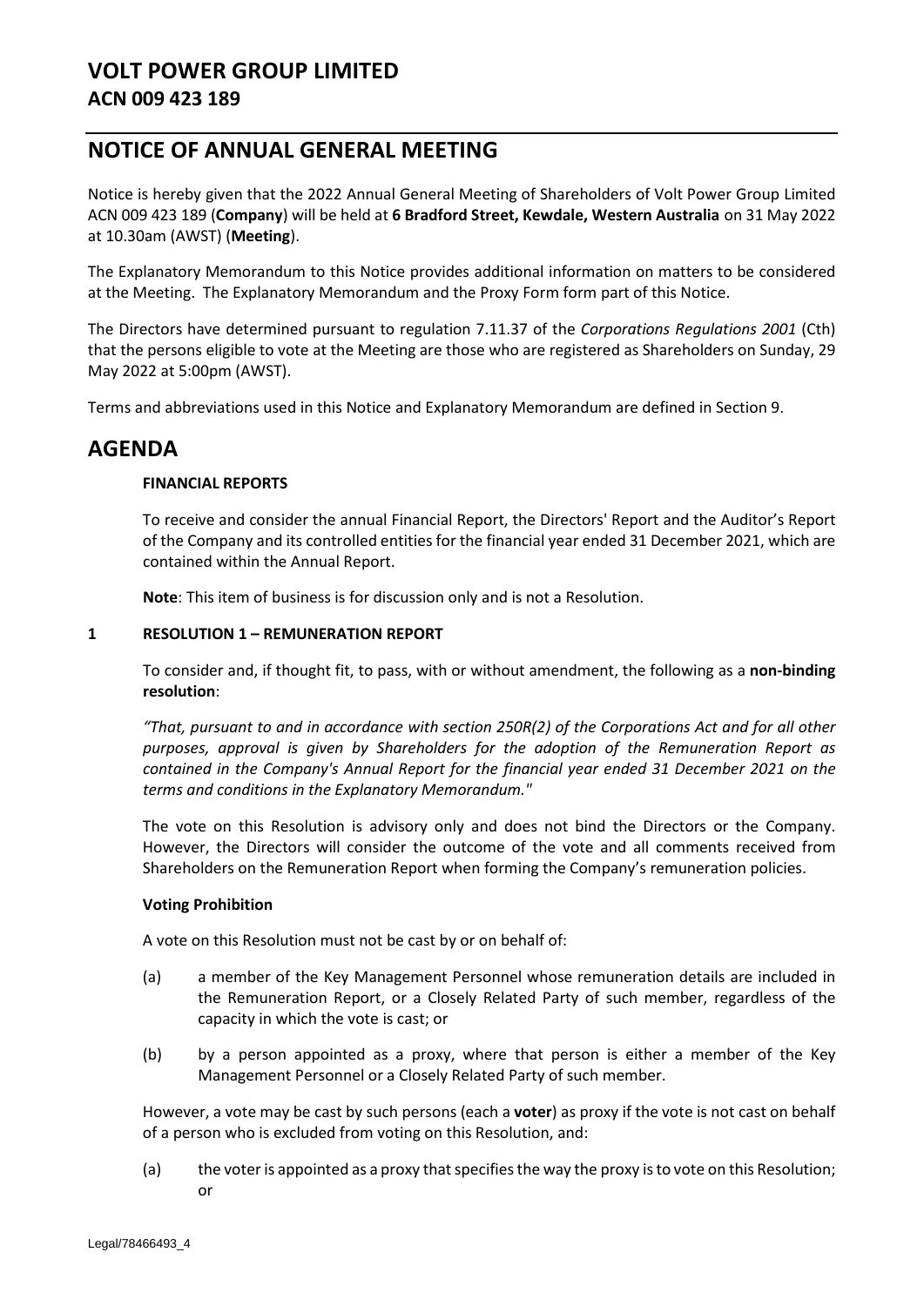# VOLT POWER GROUP LIMITED
## ACN 009 423 189

# NOTICE OF ANNUAL GENERAL MEETING

Notice is hereby given that the 2022 Annual General Meeting of Shareholders of Volt Power Group Limited ACN 009 423 189 (**Company**) will be held at **6 Bradford Street, Kewdale, Western Australia** on 31 May 2022 at 10.30am (AWST) (**Meeting**).

The Explanatory Memorandum to this Notice provides additional information on matters to be considered at the Meeting. The Explanatory Memorandum and the Proxy Form form part of this Notice.

The Directors have determined pursuant to regulation 7.11.37 of the *Corporations Regulations 2001* (Cth) that the persons eligible to vote at the Meeting are those who are registered as Shareholders on Sunday, 29 May 2022 at 5:00pm (AWST).

Terms and abbreviations used in this Notice and Explanatory Memorandum are defined in Section 9.

# AGENDA

### FINANCIAL REPORTS

To receive and consider the annual Financial Report, the Directors' Report and the Auditor's Report of the Company and its controlled entities for the financial year ended 31 December 2021, which are contained within the Annual Report.

**Note**: This item of business is for discussion only and is not a Resolution.

### 1 RESOLUTION 1 – REMUNERATION REPORT

To consider and, if thought fit, to pass, with or without amendment, the following as a **non-binding resolution**:

*"That, pursuant to and in accordance with section 250R(2) of the Corporations Act and for all other purposes, approval is given by Shareholders for the adoption of the Remuneration Report as contained in the Company's Annual Report for the financial year ended 31 December 2021 on the terms and conditions in the Explanatory Memorandum."*

The vote on this Resolution is advisory only and does not bind the Directors or the Company. However, the Directors will consider the outcome of the vote and all comments received from Shareholders on the Remuneration Report when forming the Company's remuneration policies.

**Voting Prohibition**

A vote on this Resolution must not be cast by or on behalf of:

(a) a member of the Key Management Personnel whose remuneration details are included in the Remuneration Report, or a Closely Related Party of such member, regardless of the capacity in which the vote is cast; or

(b) by a person appointed as a proxy, where that person is either a member of the Key Management Personnel or a Closely Related Party of such member.

However, a vote may be cast by such persons (each a **voter**) as proxy if the vote is not cast on behalf of a person who is excluded from voting on this Resolution, and:

(a) the voter is appointed as a proxy that specifies the way the proxy is to vote on this Resolution; or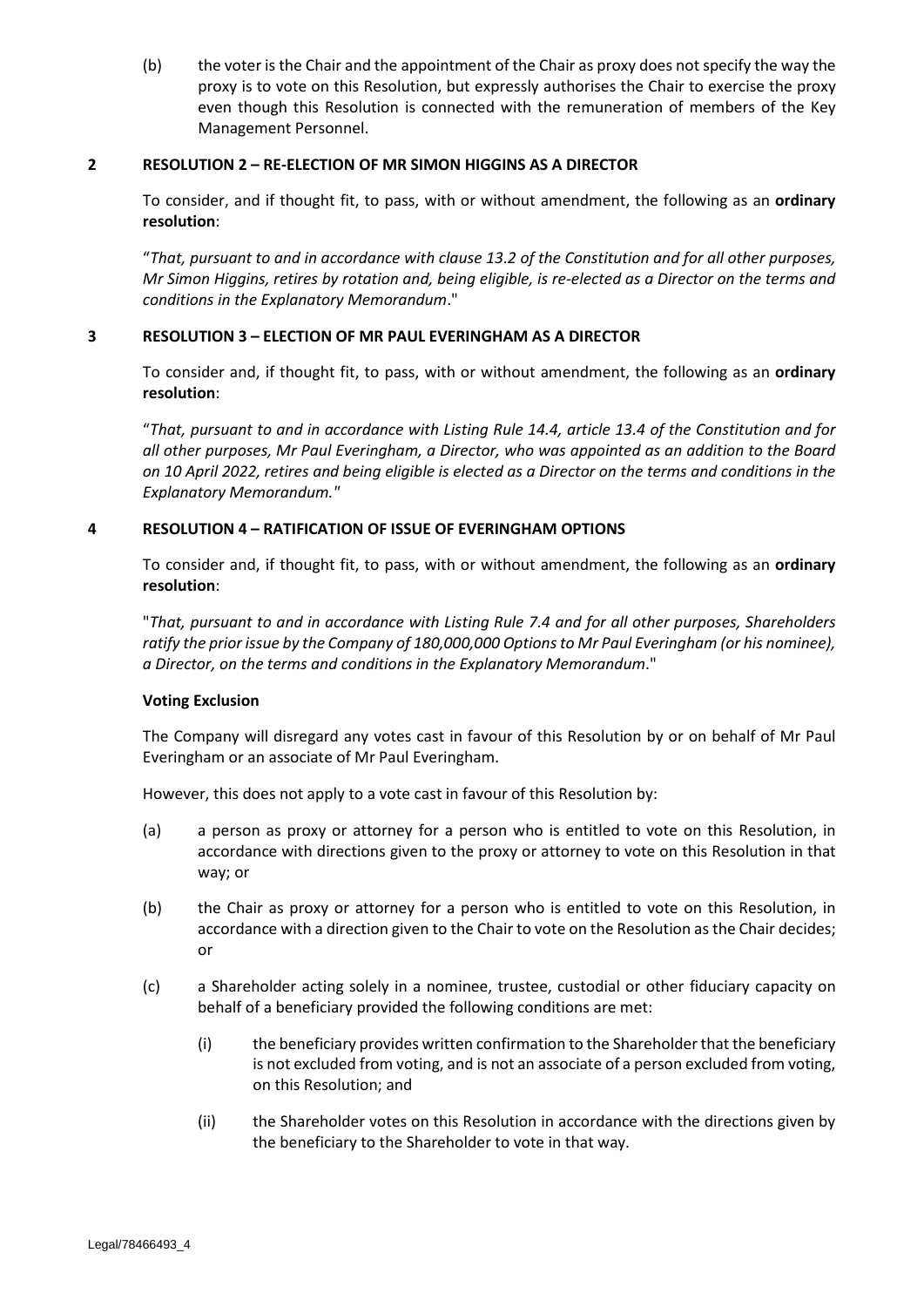(b) the voter is the Chair and the appointment of the Chair as proxy does not specify the way the proxy is to vote on this Resolution, but expressly authorises the Chair to exercise the proxy even though this Resolution is connected with the remuneration of members of the Key Management Personnel.

## 2 RESOLUTION 2 – RE-ELECTION OF MR SIMON HIGGINS AS A DIRECTOR

To consider, and if thought fit, to pass, with or without amendment, the following as an **ordinary resolution**:

"*That, pursuant to and in accordance with clause 13.2 of the Constitution and for all other purposes, Mr Simon Higgins, retires by rotation and, being eligible, is re-elected as a Director on the terms and conditions in the Explanatory Memorandum*."

## 3 RESOLUTION 3 – ELECTION OF MR PAUL EVERINGHAM AS A DIRECTOR

To consider and, if thought fit, to pass, with or without amendment, the following as an **ordinary resolution**:

"*That, pursuant to and in accordance with Listing Rule 14.4, article 13.4 of the Constitution and for all other purposes, Mr Paul Everingham, a Director, who was appointed as an addition to the Board on 10 April 2022, retires and being eligible is elected as a Director on the terms and conditions in the Explanatory Memorandum.*"

## 4 RESOLUTION 4 – RATIFICATION OF ISSUE OF EVERINGHAM OPTIONS

To consider and, if thought fit, to pass, with or without amendment, the following as an **ordinary resolution**:

"*That, pursuant to and in accordance with Listing Rule 7.4 and for all other purposes, Shareholders ratify the prior issue by the Company of 180,000,000 Options to Mr Paul Everingham (or his nominee), a Director, on the terms and conditions in the Explanatory Memorandum*."

**Voting Exclusion**

The Company will disregard any votes cast in favour of this Resolution by or on behalf of Mr Paul Everingham or an associate of Mr Paul Everingham.

However, this does not apply to a vote cast in favour of this Resolution by:

(a) a person as proxy or attorney for a person who is entitled to vote on this Resolution, in accordance with directions given to the proxy or attorney to vote on this Resolution in that way; or

(b) the Chair as proxy or attorney for a person who is entitled to vote on this Resolution, in accordance with a direction given to the Chair to vote on the Resolution as the Chair decides; or

(c) a Shareholder acting solely in a nominee, trustee, custodial or other fiduciary capacity on behalf of a beneficiary provided the following conditions are met:

   (i) the beneficiary provides written confirmation to the Shareholder that the beneficiary is not excluded from voting, and is not an associate of a person excluded from voting, on this Resolution; and

   (ii) the Shareholder votes on this Resolution in accordance with the directions given by the beneficiary to the Shareholder to vote in that way.

Legal/78466493_4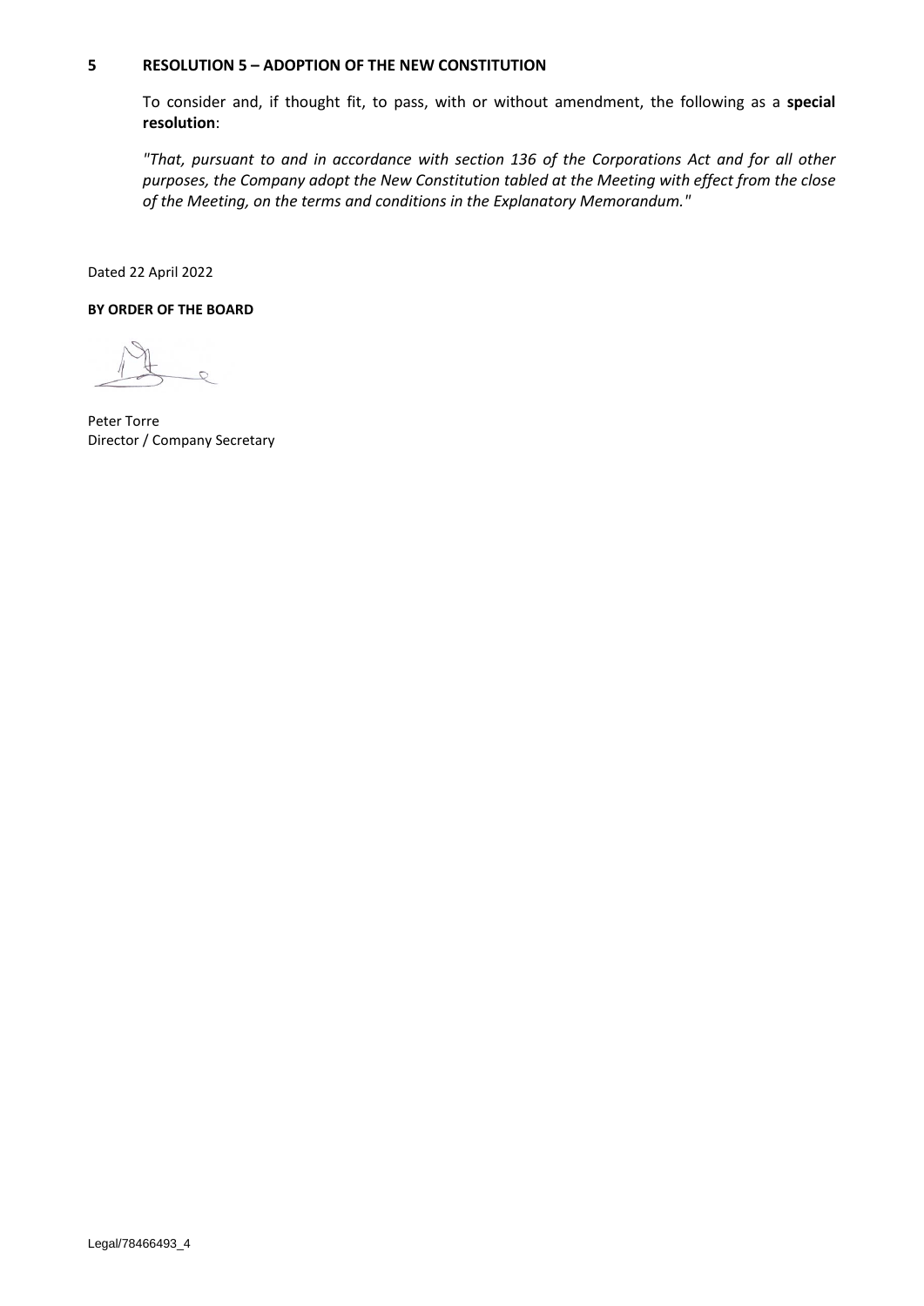## 5 RESOLUTION 5 – ADOPTION OF THE NEW CONSTITUTION

To consider and, if thought fit, to pass, with or without amendment, the following as a **special resolution**:

*"That, pursuant to and in accordance with section 136 of the Corporations Act and for all other purposes, the Company adopt the New Constitution tabled at the Meeting with effect from the close of the Meeting, on the terms and conditions in the Explanatory Memorandum."*

Dated 22 April 2022

**BY ORDER OF THE BOARD**

Peter Torre
Director / Company Secretary

Legal/78466493_4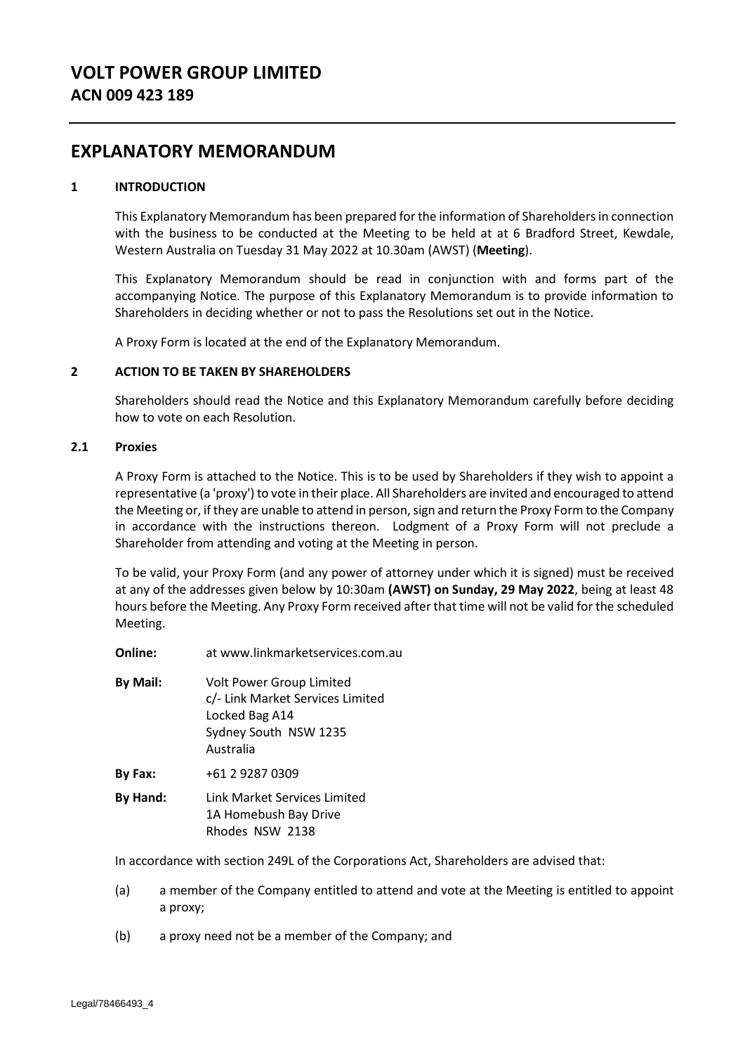# VOLT POWER GROUP LIMITED

## ACN 009 423 189

# EXPLANATORY MEMORANDUM

### 1 INTRODUCTION

This Explanatory Memorandum has been prepared for the information of Shareholders in connection with the business to be conducted at the Meeting to be held at at 6 Bradford Street, Kewdale, Western Australia on Tuesday 31 May 2022 at 10.30am (AWST) (**Meeting**).

This Explanatory Memorandum should be read in conjunction with and forms part of the accompanying Notice. The purpose of this Explanatory Memorandum is to provide information to Shareholders in deciding whether or not to pass the Resolutions set out in the Notice.

A Proxy Form is located at the end of the Explanatory Memorandum.

### 2 ACTION TO BE TAKEN BY SHAREHOLDERS

Shareholders should read the Notice and this Explanatory Memorandum carefully before deciding how to vote on each Resolution.

#### 2.1 Proxies

A Proxy Form is attached to the Notice. This is to be used by Shareholders if they wish to appoint a representative (a 'proxy') to vote in their place. All Shareholders are invited and encouraged to attend the Meeting or, if they are unable to attend in person, sign and return the Proxy Form to the Company in accordance with the instructions thereon. Lodgment of a Proxy Form will not preclude a Shareholder from attending and voting at the Meeting in person.

To be valid, your Proxy Form (and any power of attorney under which it is signed) must be received at any of the addresses given below by 10:30am **(AWST) on Sunday, 29 May 2022**, being at least 48 hours before the Meeting. Any Proxy Form received after that time will not be valid for the scheduled Meeting.

**Online:** at www.linkmarketservices.com.au

**By Mail:** Volt Power Group Limited
c/- Link Market Services Limited
Locked Bag A14
Sydney South NSW 1235
Australia

**By Fax:** +61 2 9287 0309

**By Hand:** Link Market Services Limited
1A Homebush Bay Drive
Rhodes NSW 2138

In accordance with section 249L of the Corporations Act, Shareholders are advised that:

(a) a member of the Company entitled to attend and vote at the Meeting is entitled to appoint a proxy;

(b) a proxy need not be a member of the Company; and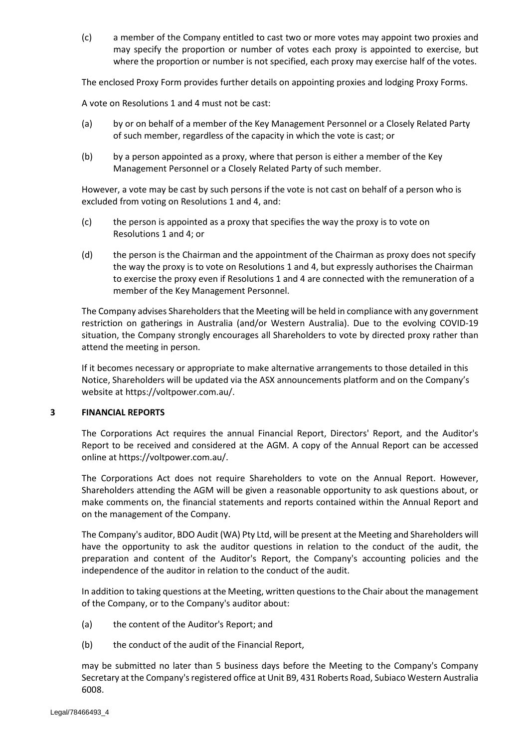(c) a member of the Company entitled to cast two or more votes may appoint two proxies and may specify the proportion or number of votes each proxy is appointed to exercise, but where the proportion or number is not specified, each proxy may exercise half of the votes.

The enclosed Proxy Form provides further details on appointing proxies and lodging Proxy Forms.

A vote on Resolutions 1 and 4 must not be cast:

(a) by or on behalf of a member of the Key Management Personnel or a Closely Related Party of such member, regardless of the capacity in which the vote is cast; or

(b) by a person appointed as a proxy, where that person is either a member of the Key Management Personnel or a Closely Related Party of such member.

However, a vote may be cast by such persons if the vote is not cast on behalf of a person who is excluded from voting on Resolutions 1 and 4, and:

(c) the person is appointed as a proxy that specifies the way the proxy is to vote on Resolutions 1 and 4; or

(d) the person is the Chairman and the appointment of the Chairman as proxy does not specify the way the proxy is to vote on Resolutions 1 and 4, but expressly authorises the Chairman to exercise the proxy even if Resolutions 1 and 4 are connected with the remuneration of a member of the Key Management Personnel.

The Company advises Shareholders that the Meeting will be held in compliance with any government restriction on gatherings in Australia (and/or Western Australia). Due to the evolving COVID-19 situation, the Company strongly encourages all Shareholders to vote by directed proxy rather than attend the meeting in person.

If it becomes necessary or appropriate to make alternative arrangements to those detailed in this Notice, Shareholders will be updated via the ASX announcements platform and on the Company's website at https://voltpower.com.au/.

## 3 FINANCIAL REPORTS

The Corporations Act requires the annual Financial Report, Directors' Report, and the Auditor's Report to be received and considered at the AGM. A copy of the Annual Report can be accessed online at https://voltpower.com.au/.

The Corporations Act does not require Shareholders to vote on the Annual Report. However, Shareholders attending the AGM will be given a reasonable opportunity to ask questions about, or make comments on, the financial statements and reports contained within the Annual Report and on the management of the Company.

The Company's auditor, BDO Audit (WA) Pty Ltd, will be present at the Meeting and Shareholders will have the opportunity to ask the auditor questions in relation to the conduct of the audit, the preparation and content of the Auditor's Report, the Company's accounting policies and the independence of the auditor in relation to the conduct of the audit.

In addition to taking questions at the Meeting, written questions to the Chair about the management of the Company, or to the Company's auditor about:

(a) the content of the Auditor's Report; and

(b) the conduct of the audit of the Financial Report,

may be submitted no later than 5 business days before the Meeting to the Company's Company Secretary at the Company's registered office at Unit B9, 431 Roberts Road, Subiaco Western Australia 6008.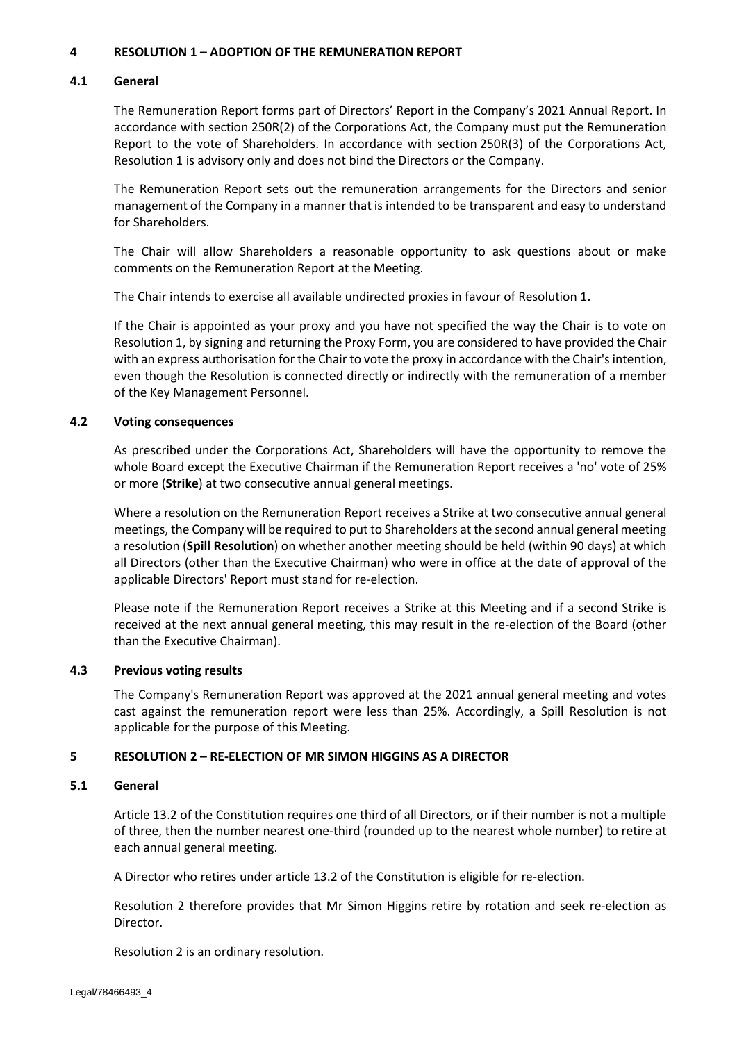## 4 RESOLUTION 1 – ADOPTION OF THE REMUNERATION REPORT

### 4.1 General

The Remuneration Report forms part of Directors' Report in the Company's 2021 Annual Report. In accordance with section 250R(2) of the Corporations Act, the Company must put the Remuneration Report to the vote of Shareholders. In accordance with section 250R(3) of the Corporations Act, Resolution 1 is advisory only and does not bind the Directors or the Company.

The Remuneration Report sets out the remuneration arrangements for the Directors and senior management of the Company in a manner that is intended to be transparent and easy to understand for Shareholders.

The Chair will allow Shareholders a reasonable opportunity to ask questions about or make comments on the Remuneration Report at the Meeting.

The Chair intends to exercise all available undirected proxies in favour of Resolution 1.

If the Chair is appointed as your proxy and you have not specified the way the Chair is to vote on Resolution 1, by signing and returning the Proxy Form, you are considered to have provided the Chair with an express authorisation for the Chair to vote the proxy in accordance with the Chair's intention, even though the Resolution is connected directly or indirectly with the remuneration of a member of the Key Management Personnel.

### 4.2 Voting consequences

As prescribed under the Corporations Act, Shareholders will have the opportunity to remove the whole Board except the Executive Chairman if the Remuneration Report receives a 'no' vote of 25% or more (**Strike**) at two consecutive annual general meetings.

Where a resolution on the Remuneration Report receives a Strike at two consecutive annual general meetings, the Company will be required to put to Shareholders at the second annual general meeting a resolution (**Spill Resolution**) on whether another meeting should be held (within 90 days) at which all Directors (other than the Executive Chairman) who were in office at the date of approval of the applicable Directors' Report must stand for re-election.

Please note if the Remuneration Report receives a Strike at this Meeting and if a second Strike is received at the next annual general meeting, this may result in the re-election of the Board (other than the Executive Chairman).

### 4.3 Previous voting results

The Company's Remuneration Report was approved at the 2021 annual general meeting and votes cast against the remuneration report were less than 25%. Accordingly, a Spill Resolution is not applicable for the purpose of this Meeting.

## 5 RESOLUTION 2 – RE-ELECTION OF MR SIMON HIGGINS AS A DIRECTOR

### 5.1 General

Article 13.2 of the Constitution requires one third of all Directors, or if their number is not a multiple of three, then the number nearest one-third (rounded up to the nearest whole number) to retire at each annual general meeting.

A Director who retires under article 13.2 of the Constitution is eligible for re-election.

Resolution 2 therefore provides that Mr Simon Higgins retire by rotation and seek re-election as Director.

Resolution 2 is an ordinary resolution.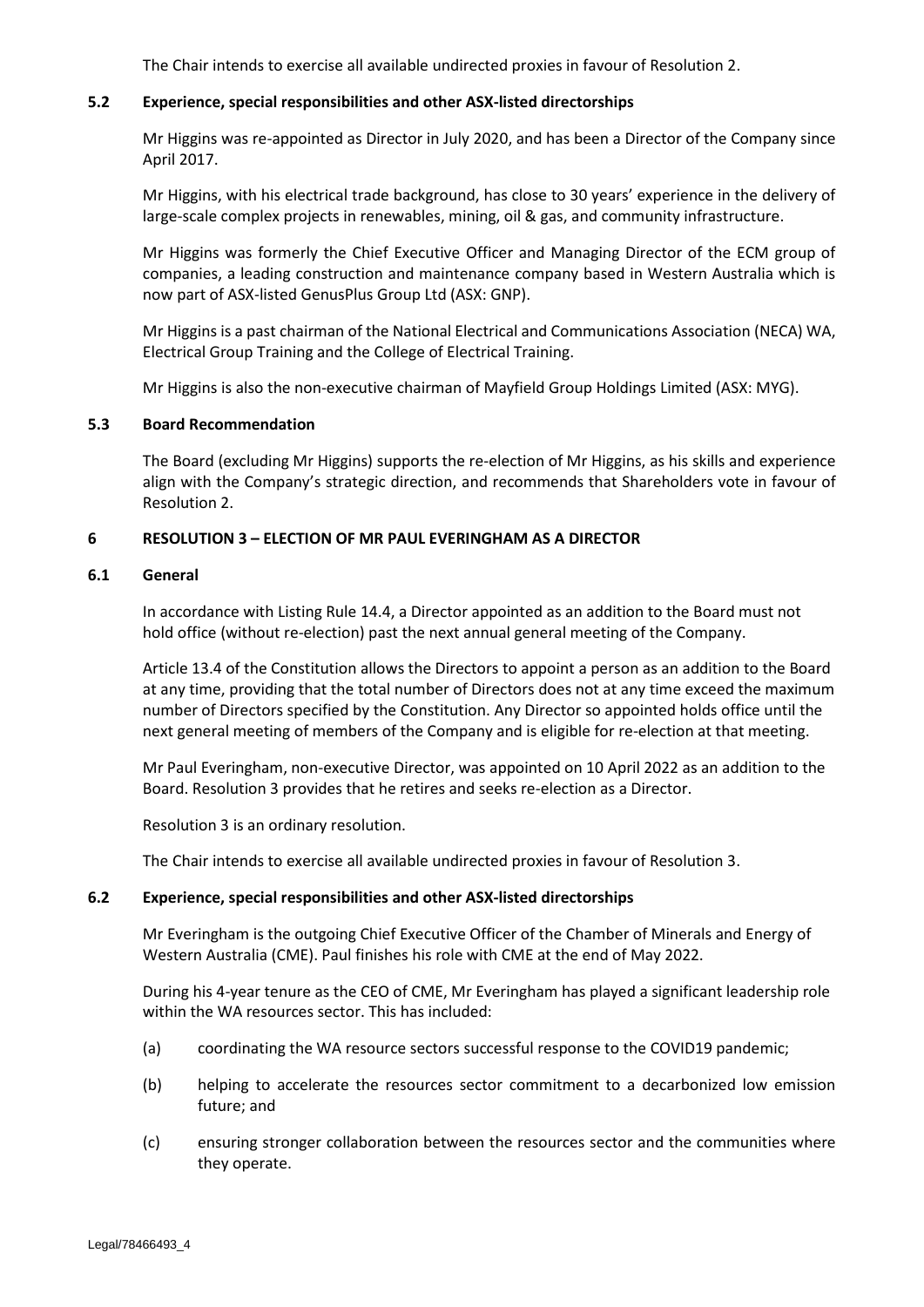The Chair intends to exercise all available undirected proxies in favour of Resolution 2.

### 5.2 Experience, special responsibilities and other ASX-listed directorships

Mr Higgins was re-appointed as Director in July 2020, and has been a Director of the Company since April 2017.

Mr Higgins, with his electrical trade background, has close to 30 years' experience in the delivery of large-scale complex projects in renewables, mining, oil & gas, and community infrastructure.

Mr Higgins was formerly the Chief Executive Officer and Managing Director of the ECM group of companies, a leading construction and maintenance company based in Western Australia which is now part of ASX-listed GenusPlus Group Ltd (ASX: GNP).

Mr Higgins is a past chairman of the National Electrical and Communications Association (NECA) WA, Electrical Group Training and the College of Electrical Training.

Mr Higgins is also the non-executive chairman of Mayfield Group Holdings Limited (ASX: MYG).

### 5.3 Board Recommendation

The Board (excluding Mr Higgins) supports the re-election of Mr Higgins, as his skills and experience align with the Company's strategic direction, and recommends that Shareholders vote in favour of Resolution 2.

## 6 RESOLUTION 3 – ELECTION OF MR PAUL EVERINGHAM AS A DIRECTOR

### 6.1 General

In accordance with Listing Rule 14.4, a Director appointed as an addition to the Board must not hold office (without re-election) past the next annual general meeting of the Company.

Article 13.4 of the Constitution allows the Directors to appoint a person as an addition to the Board at any time, providing that the total number of Directors does not at any time exceed the maximum number of Directors specified by the Constitution. Any Director so appointed holds office until the next general meeting of members of the Company and is eligible for re-election at that meeting.

Mr Paul Everingham, non-executive Director, was appointed on 10 April 2022 as an addition to the Board. Resolution 3 provides that he retires and seeks re-election as a Director.

Resolution 3 is an ordinary resolution.

The Chair intends to exercise all available undirected proxies in favour of Resolution 3.

### 6.2 Experience, special responsibilities and other ASX-listed directorships

Mr Everingham is the outgoing Chief Executive Officer of the Chamber of Minerals and Energy of Western Australia (CME). Paul finishes his role with CME at the end of May 2022.

During his 4-year tenure as the CEO of CME, Mr Everingham has played a significant leadership role within the WA resources sector. This has included:

(a) coordinating the WA resource sectors successful response to the COVID19 pandemic;

(b) helping to accelerate the resources sector commitment to a decarbonized low emission future; and

(c) ensuring stronger collaboration between the resources sector and the communities where they operate.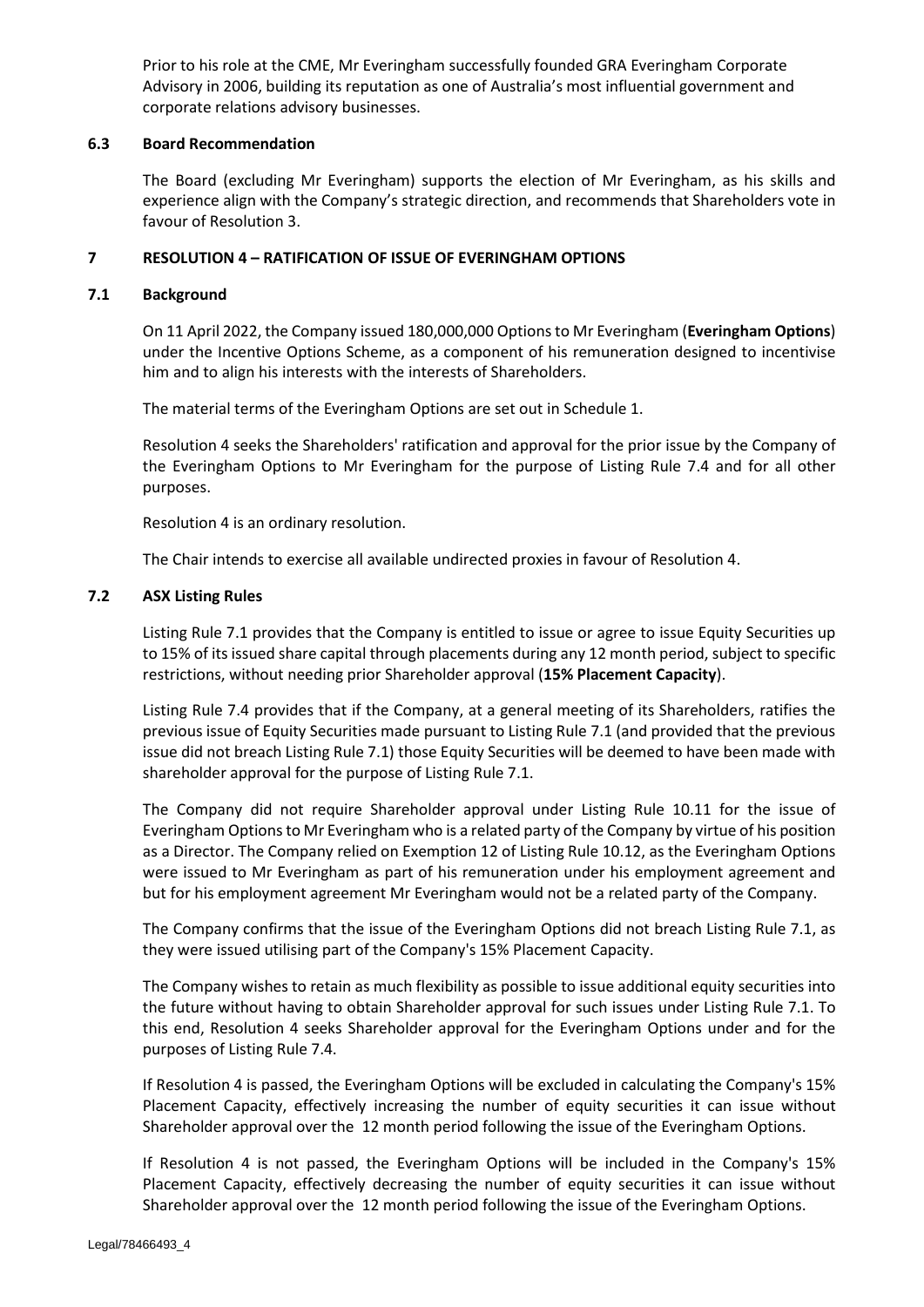Prior to his role at the CME, Mr Everingham successfully founded GRA Everingham Corporate Advisory in 2006, building its reputation as one of Australia's most influential government and corporate relations advisory businesses.

### 6.3 Board Recommendation

The Board (excluding Mr Everingham) supports the election of Mr Everingham, as his skills and experience align with the Company's strategic direction, and recommends that Shareholders vote in favour of Resolution 3.

## 7 RESOLUTION 4 – RATIFICATION OF ISSUE OF EVERINGHAM OPTIONS

### 7.1 Background

On 11 April 2022, the Company issued 180,000,000 Options to Mr Everingham (**Everingham Options**) under the Incentive Options Scheme, as a component of his remuneration designed to incentivise him and to align his interests with the interests of Shareholders.

The material terms of the Everingham Options are set out in Schedule 1.

Resolution 4 seeks the Shareholders' ratification and approval for the prior issue by the Company of the Everingham Options to Mr Everingham for the purpose of Listing Rule 7.4 and for all other purposes.

Resolution 4 is an ordinary resolution.

The Chair intends to exercise all available undirected proxies in favour of Resolution 4.

### 7.2 ASX Listing Rules

Listing Rule 7.1 provides that the Company is entitled to issue or agree to issue Equity Securities up to 15% of its issued share capital through placements during any 12 month period, subject to specific restrictions, without needing prior Shareholder approval (**15% Placement Capacity**).

Listing Rule 7.4 provides that if the Company, at a general meeting of its Shareholders, ratifies the previous issue of Equity Securities made pursuant to Listing Rule 7.1 (and provided that the previous issue did not breach Listing Rule 7.1) those Equity Securities will be deemed to have been made with shareholder approval for the purpose of Listing Rule 7.1.

The Company did not require Shareholder approval under Listing Rule 10.11 for the issue of Everingham Options to Mr Everingham who is a related party of the Company by virtue of his position as a Director. The Company relied on Exemption 12 of Listing Rule 10.12, as the Everingham Options were issued to Mr Everingham as part of his remuneration under his employment agreement and but for his employment agreement Mr Everingham would not be a related party of the Company.

The Company confirms that the issue of the Everingham Options did not breach Listing Rule 7.1, as they were issued utilising part of the Company's 15% Placement Capacity.

The Company wishes to retain as much flexibility as possible to issue additional equity securities into the future without having to obtain Shareholder approval for such issues under Listing Rule 7.1. To this end, Resolution 4 seeks Shareholder approval for the Everingham Options under and for the purposes of Listing Rule 7.4.

If Resolution 4 is passed, the Everingham Options will be excluded in calculating the Company's 15% Placement Capacity, effectively increasing the number of equity securities it can issue without Shareholder approval over the 12 month period following the issue of the Everingham Options.

If Resolution 4 is not passed, the Everingham Options will be included in the Company's 15% Placement Capacity, effectively decreasing the number of equity securities it can issue without Shareholder approval over the 12 month period following the issue of the Everingham Options.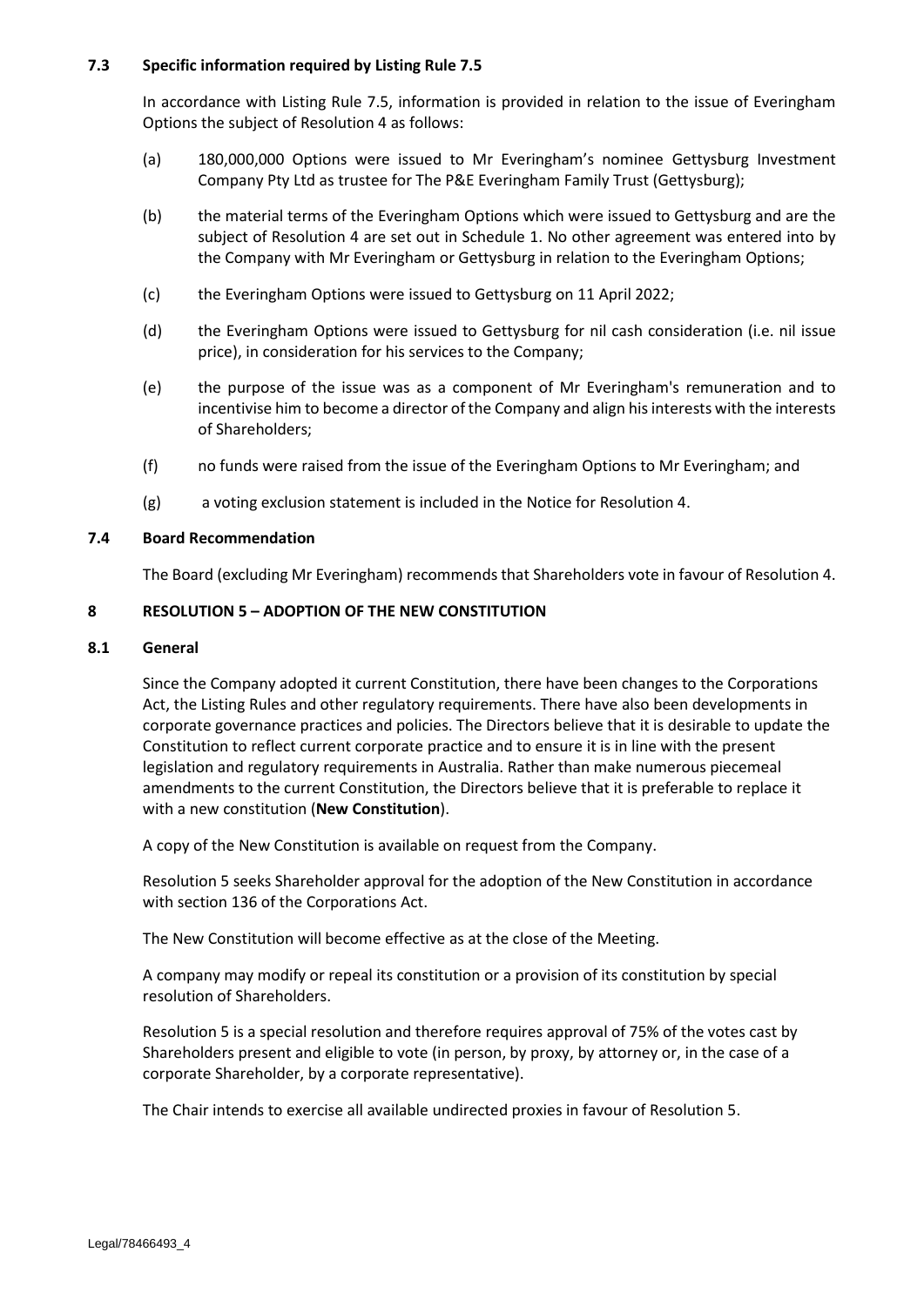### 7.3 Specific information required by Listing Rule 7.5

In accordance with Listing Rule 7.5, information is provided in relation to the issue of Everingham Options the subject of Resolution 4 as follows:

(a) 180,000,000 Options were issued to Mr Everingham's nominee Gettysburg Investment Company Pty Ltd as trustee for The P&E Everingham Family Trust (Gettysburg);

(b) the material terms of the Everingham Options which were issued to Gettysburg and are the subject of Resolution 4 are set out in Schedule 1. No other agreement was entered into by the Company with Mr Everingham or Gettysburg in relation to the Everingham Options;

(c) the Everingham Options were issued to Gettysburg on 11 April 2022;

(d) the Everingham Options were issued to Gettysburg for nil cash consideration (i.e. nil issue price), in consideration for his services to the Company;

(e) the purpose of the issue was as a component of Mr Everingham's remuneration and to incentivise him to become a director of the Company and align his interests with the interests of Shareholders;

(f) no funds were raised from the issue of the Everingham Options to Mr Everingham; and

(g) a voting exclusion statement is included in the Notice for Resolution 4.

### 7.4 Board Recommendation

The Board (excluding Mr Everingham) recommends that Shareholders vote in favour of Resolution 4.

## 8 RESOLUTION 5 – ADOPTION OF THE NEW CONSTITUTION

### 8.1 General

Since the Company adopted it current Constitution, there have been changes to the Corporations Act, the Listing Rules and other regulatory requirements. There have also been developments in corporate governance practices and policies. The Directors believe that it is desirable to update the Constitution to reflect current corporate practice and to ensure it is in line with the present legislation and regulatory requirements in Australia. Rather than make numerous piecemeal amendments to the current Constitution, the Directors believe that it is preferable to replace it with a new constitution (**New Constitution**).

A copy of the New Constitution is available on request from the Company.

Resolution 5 seeks Shareholder approval for the adoption of the New Constitution in accordance with section 136 of the Corporations Act.

The New Constitution will become effective as at the close of the Meeting.

A company may modify or repeal its constitution or a provision of its constitution by special resolution of Shareholders.

Resolution 5 is a special resolution and therefore requires approval of 75% of the votes cast by Shareholders present and eligible to vote (in person, by proxy, by attorney or, in the case of a corporate Shareholder, by a corporate representative).

The Chair intends to exercise all available undirected proxies in favour of Resolution 5.

Legal/78466493_4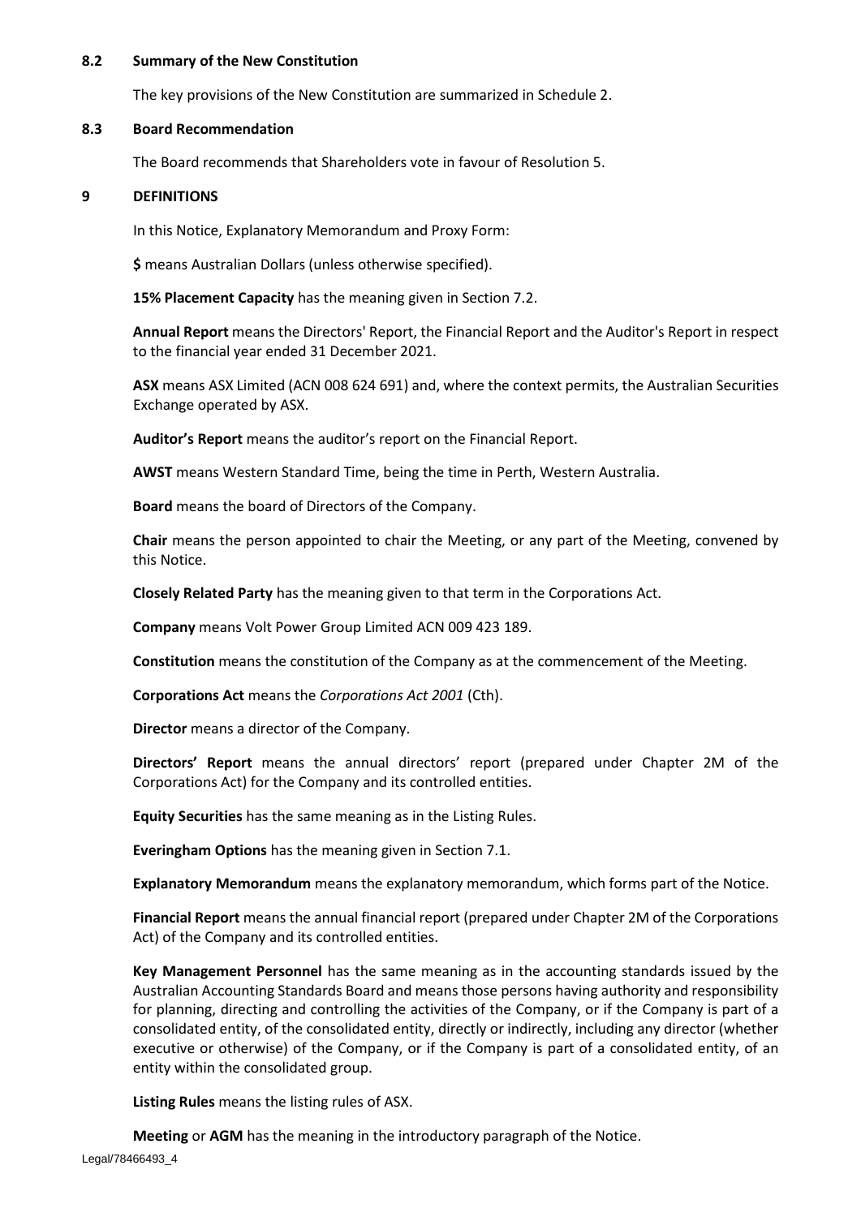### 8.2 Summary of the New Constitution

The key provisions of the New Constitution are summarized in Schedule 2.

### 8.3 Board Recommendation

The Board recommends that Shareholders vote in favour of Resolution 5.

## 9 DEFINITIONS

In this Notice, Explanatory Memorandum and Proxy Form:

**$** means Australian Dollars (unless otherwise specified).

**15% Placement Capacity** has the meaning given in Section 7.2.

**Annual Report** means the Directors' Report, the Financial Report and the Auditor's Report in respect to the financial year ended 31 December 2021.

**ASX** means ASX Limited (ACN 008 624 691) and, where the context permits, the Australian Securities Exchange operated by ASX.

**Auditor's Report** means the auditor's report on the Financial Report.

**AWST** means Western Standard Time, being the time in Perth, Western Australia.

**Board** means the board of Directors of the Company.

**Chair** means the person appointed to chair the Meeting, or any part of the Meeting, convened by this Notice.

**Closely Related Party** has the meaning given to that term in the Corporations Act.

**Company** means Volt Power Group Limited ACN 009 423 189.

**Constitution** means the constitution of the Company as at the commencement of the Meeting.

**Corporations Act** means the *Corporations Act 2001* (Cth).

**Director** means a director of the Company.

**Directors' Report** means the annual directors' report (prepared under Chapter 2M of the Corporations Act) for the Company and its controlled entities.

**Equity Securities** has the same meaning as in the Listing Rules.

**Everingham Options** has the meaning given in Section 7.1.

**Explanatory Memorandum** means the explanatory memorandum, which forms part of the Notice.

**Financial Report** means the annual financial report (prepared under Chapter 2M of the Corporations Act) of the Company and its controlled entities.

**Key Management Personnel** has the same meaning as in the accounting standards issued by the Australian Accounting Standards Board and means those persons having authority and responsibility for planning, directing and controlling the activities of the Company, or if the Company is part of a consolidated entity, of the consolidated entity, directly or indirectly, including any director (whether executive or otherwise) of the Company, or if the Company is part of a consolidated entity, of an entity within the consolidated group.

**Listing Rules** means the listing rules of ASX.

**Meeting** or **AGM** has the meaning in the introductory paragraph of the Notice.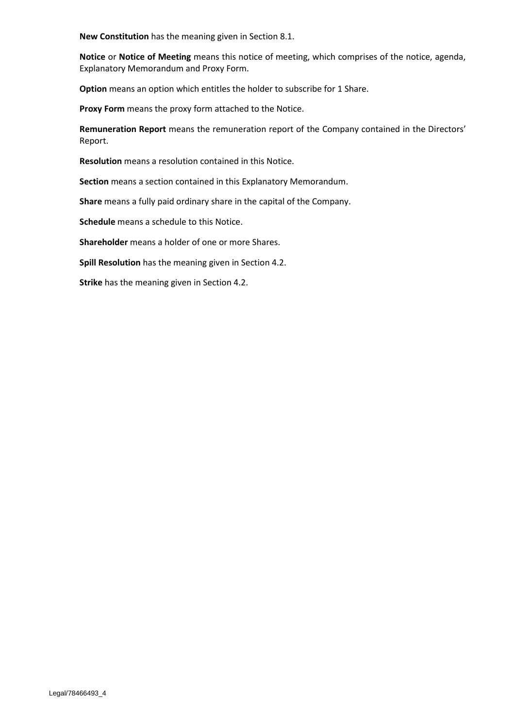**New Constitution** has the meaning given in Section 8.1.

**Notice** or **Notice of Meeting** means this notice of meeting, which comprises of the notice, agenda, Explanatory Memorandum and Proxy Form.

**Option** means an option which entitles the holder to subscribe for 1 Share.

**Proxy Form** means the proxy form attached to the Notice.

**Remuneration Report** means the remuneration report of the Company contained in the Directors' Report.

**Resolution** means a resolution contained in this Notice.

**Section** means a section contained in this Explanatory Memorandum.

**Share** means a fully paid ordinary share in the capital of the Company.

**Schedule** means a schedule to this Notice.

**Shareholder** means a holder of one or more Shares.

**Spill Resolution** has the meaning given in Section 4.2.

**Strike** has the meaning given in Section 4.2.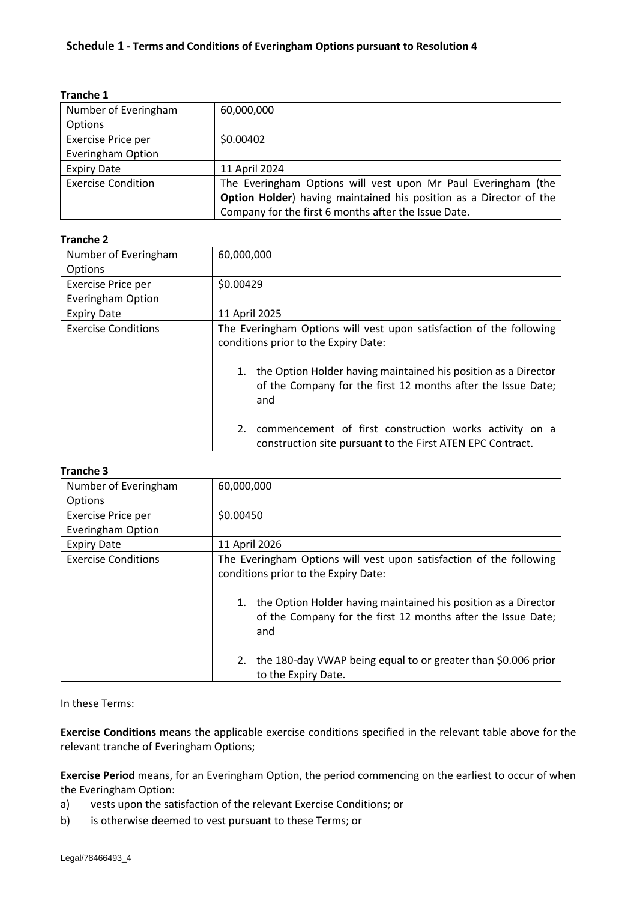## Schedule 1 - Terms and Conditions of Everingham Options pursuant to Resolution 4

**Tranche 1**

| | |
|---|---|
| Number of Everingham Options | 60,000,000 |
| Exercise Price per Everingham Option | $0.00402 |
| Expiry Date | 11 April 2024 |
| Exercise Condition | The Everingham Options will vest upon Mr Paul Everingham (the **Option Holder**) having maintained his position as a Director of the Company for the first 6 months after the Issue Date. |

**Tranche 2**

| | |
|---|---|
| Number of Everingham Options | 60,000,000 |
| Exercise Price per Everingham Option | $0.00429 |
| Expiry Date | 11 April 2025 |
| Exercise Conditions | The Everingham Options will vest upon satisfaction of the following conditions prior to the Expiry Date:<br><br>1. the Option Holder having maintained his position as a Director of the Company for the first 12 months after the Issue Date; and<br><br>2. commencement of first construction works activity on a construction site pursuant to the First ATEN EPC Contract. |

**Tranche 3**

| | |
|---|---|
| Number of Everingham Options | 60,000,000 |
| Exercise Price per Everingham Option | $0.00450 |
| Expiry Date | 11 April 2026 |
| Exercise Conditions | The Everingham Options will vest upon satisfaction of the following conditions prior to the Expiry Date:<br><br>1. the Option Holder having maintained his position as a Director of the Company for the first 12 months after the Issue Date; and<br><br>2. the 180-day VWAP being equal to or greater than $0.006 prior to the Expiry Date. |

In these Terms:

**Exercise Conditions** means the applicable exercise conditions specified in the relevant table above for the relevant tranche of Everingham Options;

**Exercise Period** means, for an Everingham Option, the period commencing on the earliest to occur of when the Everingham Option:

a) vests upon the satisfaction of the relevant Exercise Conditions; or

b) is otherwise deemed to vest pursuant to these Terms; or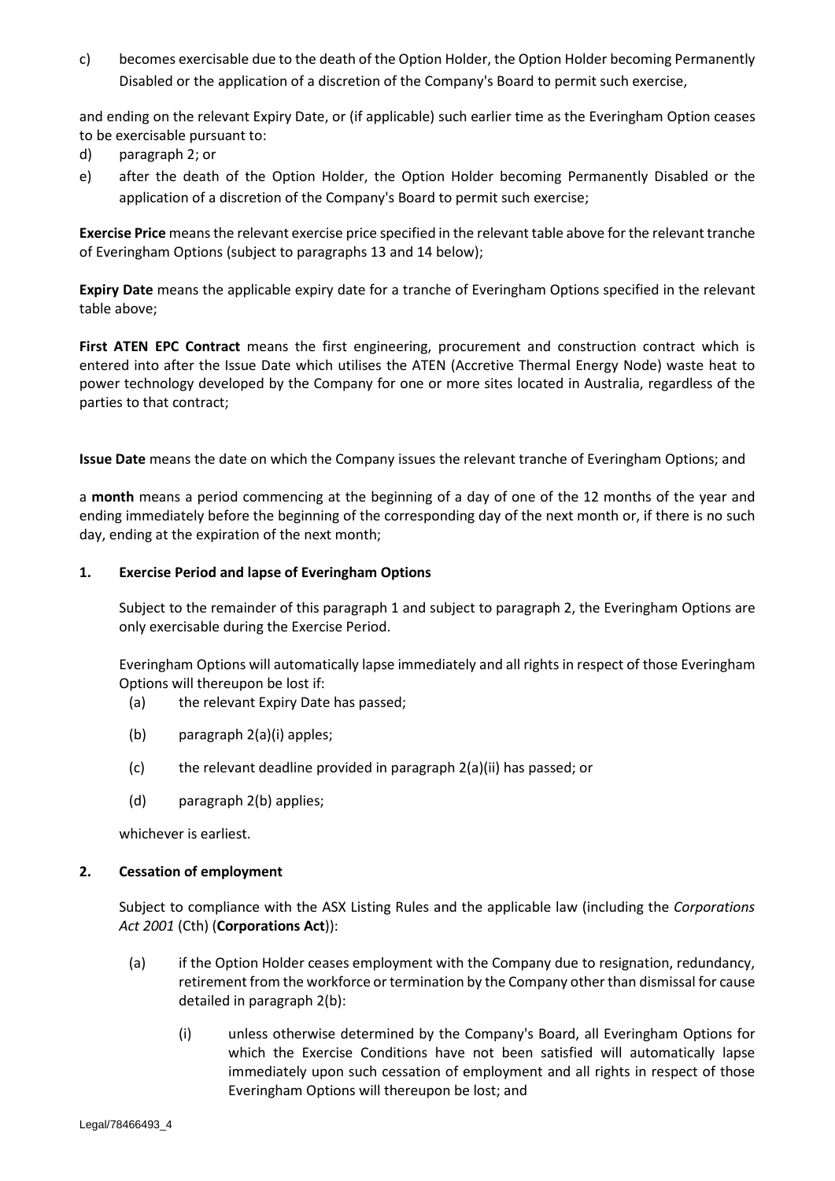c) becomes exercisable due to the death of the Option Holder, the Option Holder becoming Permanently Disabled or the application of a discretion of the Company's Board to permit such exercise,

and ending on the relevant Expiry Date, or (if applicable) such earlier time as the Everingham Option ceases to be exercisable pursuant to:

d) paragraph 2; or

e) after the death of the Option Holder, the Option Holder becoming Permanently Disabled or the application of a discretion of the Company's Board to permit such exercise;

**Exercise Price** means the relevant exercise price specified in the relevant table above for the relevant tranche of Everingham Options (subject to paragraphs 13 and 14 below);

**Expiry Date** means the applicable expiry date for a tranche of Everingham Options specified in the relevant table above;

**First ATEN EPC Contract** means the first engineering, procurement and construction contract which is entered into after the Issue Date which utilises the ATEN (Accretive Thermal Energy Node) waste heat to power technology developed by the Company for one or more sites located in Australia, regardless of the parties to that contract;

**Issue Date** means the date on which the Company issues the relevant tranche of Everingham Options; and

a **month** means a period commencing at the beginning of a day of one of the 12 months of the year and ending immediately before the beginning of the corresponding day of the next month or, if there is no such day, ending at the expiration of the next month;

## 1. Exercise Period and lapse of Everingham Options

Subject to the remainder of this paragraph 1 and subject to paragraph 2, the Everingham Options are only exercisable during the Exercise Period.

Everingham Options will automatically lapse immediately and all rights in respect of those Everingham Options will thereupon be lost if:

(a) the relevant Expiry Date has passed;

(b) paragraph 2(a)(i) apples;

(c) the relevant deadline provided in paragraph 2(a)(ii) has passed; or

(d) paragraph 2(b) applies;

whichever is earliest.

## 2. Cessation of employment

Subject to compliance with the ASX Listing Rules and the applicable law (including the *Corporations Act 2001* (Cth) (**Corporations Act**)):

(a) if the Option Holder ceases employment with the Company due to resignation, redundancy, retirement from the workforce or termination by the Company other than dismissal for cause detailed in paragraph 2(b):

(i) unless otherwise determined by the Company's Board, all Everingham Options for which the Exercise Conditions have not been satisfied will automatically lapse immediately upon such cessation of employment and all rights in respect of those Everingham Options will thereupon be lost; and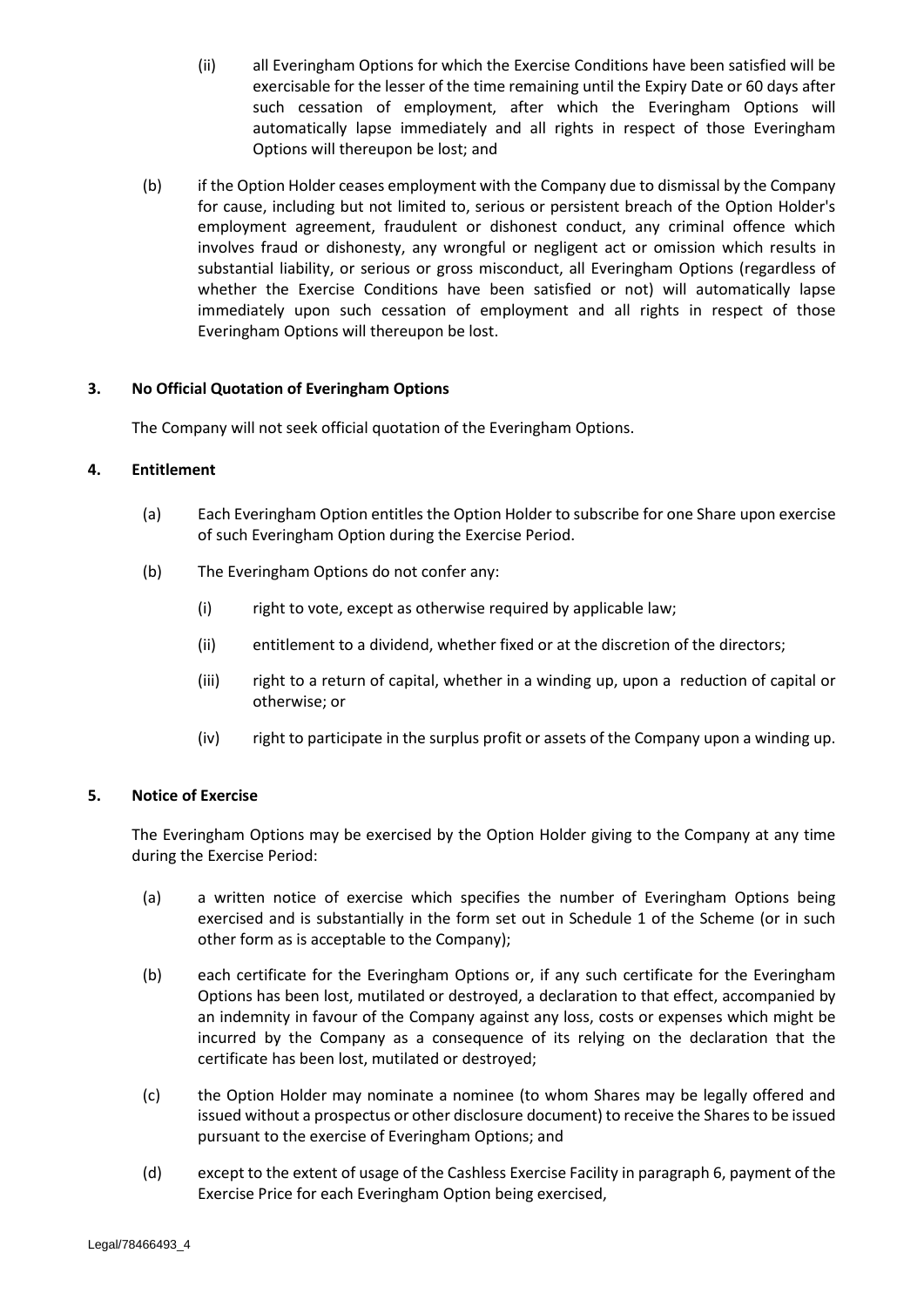(ii) all Everingham Options for which the Exercise Conditions have been satisfied will be exercisable for the lesser of the time remaining until the Expiry Date or 60 days after such cessation of employment, after which the Everingham Options will automatically lapse immediately and all rights in respect of those Everingham Options will thereupon be lost; and

(b) if the Option Holder ceases employment with the Company due to dismissal by the Company for cause, including but not limited to, serious or persistent breach of the Option Holder's employment agreement, fraudulent or dishonest conduct, any criminal offence which involves fraud or dishonesty, any wrongful or negligent act or omission which results in substantial liability, or serious or gross misconduct, all Everingham Options (regardless of whether the Exercise Conditions have been satisfied or not) will automatically lapse immediately upon such cessation of employment and all rights in respect of those Everingham Options will thereupon be lost.

**3. No Official Quotation of Everingham Options**

The Company will not seek official quotation of the Everingham Options.

**4. Entitlement**

(a) Each Everingham Option entitles the Option Holder to subscribe for one Share upon exercise of such Everingham Option during the Exercise Period.

(b) The Everingham Options do not confer any:

(i) right to vote, except as otherwise required by applicable law;

(ii) entitlement to a dividend, whether fixed or at the discretion of the directors;

(iii) right to a return of capital, whether in a winding up, upon a reduction of capital or otherwise; or

(iv) right to participate in the surplus profit or assets of the Company upon a winding up.

**5. Notice of Exercise**

The Everingham Options may be exercised by the Option Holder giving to the Company at any time during the Exercise Period:

(a) a written notice of exercise which specifies the number of Everingham Options being exercised and is substantially in the form set out in Schedule 1 of the Scheme (or in such other form as is acceptable to the Company);

(b) each certificate for the Everingham Options or, if any such certificate for the Everingham Options has been lost, mutilated or destroyed, a declaration to that effect, accompanied by an indemnity in favour of the Company against any loss, costs or expenses which might be incurred by the Company as a consequence of its relying on the declaration that the certificate has been lost, mutilated or destroyed;

(c) the Option Holder may nominate a nominee (to whom Shares may be legally offered and issued without a prospectus or other disclosure document) to receive the Shares to be issued pursuant to the exercise of Everingham Options; and

(d) except to the extent of usage of the Cashless Exercise Facility in paragraph 6, payment of the Exercise Price for each Everingham Option being exercised,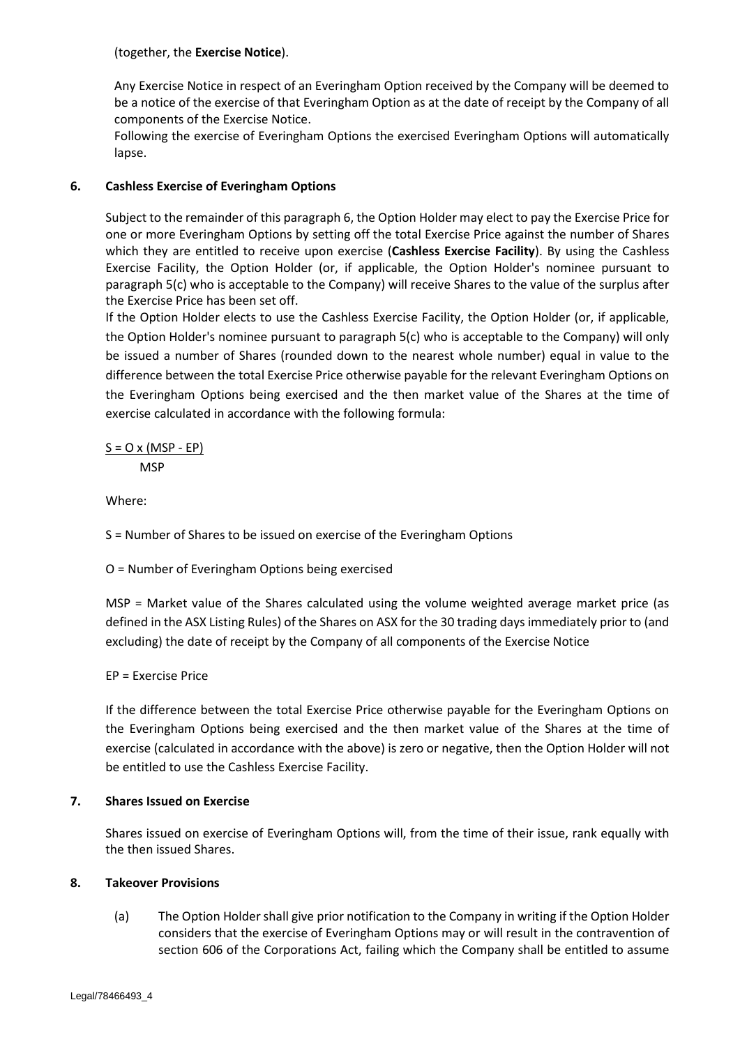(together, the **Exercise Notice**).

Any Exercise Notice in respect of an Everingham Option received by the Company will be deemed to be a notice of the exercise of that Everingham Option as at the date of receipt by the Company of all components of the Exercise Notice.

Following the exercise of Everingham Options the exercised Everingham Options will automatically lapse.

## 6. Cashless Exercise of Everingham Options

Subject to the remainder of this paragraph 6, the Option Holder may elect to pay the Exercise Price for one or more Everingham Options by setting off the total Exercise Price against the number of Shares which they are entitled to receive upon exercise (**Cashless Exercise Facility**). By using the Cashless Exercise Facility, the Option Holder (or, if applicable, the Option Holder's nominee pursuant to paragraph 5(c) who is acceptable to the Company) will receive Shares to the value of the surplus after the Exercise Price has been set off.

If the Option Holder elects to use the Cashless Exercise Facility, the Option Holder (or, if applicable, the Option Holder's nominee pursuant to paragraph 5(c) who is acceptable to the Company) will only be issued a number of Shares (rounded down to the nearest whole number) equal in value to the difference between the total Exercise Price otherwise payable for the relevant Everingham Options on the Everingham Options being exercised and the then market value of the Shares at the time of exercise calculated in accordance with the following formula:

$$S = \frac{O \times (MSP - EP)}{MSP}$$

Where:

S = Number of Shares to be issued on exercise of the Everingham Options

O = Number of Everingham Options being exercised

MSP = Market value of the Shares calculated using the volume weighted average market price (as defined in the ASX Listing Rules) of the Shares on ASX for the 30 trading days immediately prior to (and excluding) the date of receipt by the Company of all components of the Exercise Notice

EP = Exercise Price

If the difference between the total Exercise Price otherwise payable for the Everingham Options on the Everingham Options being exercised and the then market value of the Shares at the time of exercise (calculated in accordance with the above) is zero or negative, then the Option Holder will not be entitled to use the Cashless Exercise Facility.

## 7. Shares Issued on Exercise

Shares issued on exercise of Everingham Options will, from the time of their issue, rank equally with the then issued Shares.

## 8. Takeover Provisions

(a) The Option Holder shall give prior notification to the Company in writing if the Option Holder considers that the exercise of Everingham Options may or will result in the contravention of section 606 of the Corporations Act, failing which the Company shall be entitled to assume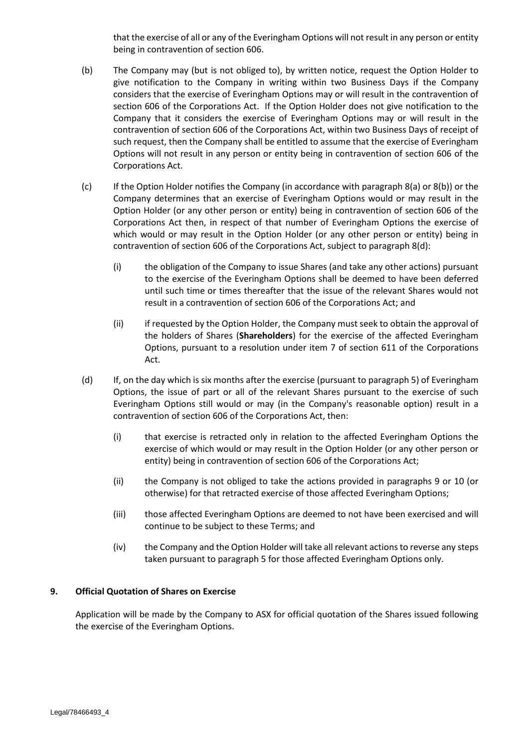that the exercise of all or any of the Everingham Options will not result in any person or entity being in contravention of section 606.

(b) The Company may (but is not obliged to), by written notice, request the Option Holder to give notification to the Company in writing within two Business Days if the Company considers that the exercise of Everingham Options may or will result in the contravention of section 606 of the Corporations Act. If the Option Holder does not give notification to the Company that it considers the exercise of Everingham Options may or will result in the contravention of section 606 of the Corporations Act, within two Business Days of receipt of such request, then the Company shall be entitled to assume that the exercise of Everingham Options will not result in any person or entity being in contravention of section 606 of the Corporations Act.

(c) If the Option Holder notifies the Company (in accordance with paragraph 8(a) or 8(b)) or the Company determines that an exercise of Everingham Options would or may result in the Option Holder (or any other person or entity) being in contravention of section 606 of the Corporations Act then, in respect of that number of Everingham Options the exercise of which would or may result in the Option Holder (or any other person or entity) being in contravention of section 606 of the Corporations Act, subject to paragraph 8(d):

   (i) the obligation of the Company to issue Shares (and take any other actions) pursuant to the exercise of the Everingham Options shall be deemed to have been deferred until such time or times thereafter that the issue of the relevant Shares would not result in a contravention of section 606 of the Corporations Act; and

   (ii) if requested by the Option Holder, the Company must seek to obtain the approval of the holders of Shares (**Shareholders**) for the exercise of the affected Everingham Options, pursuant to a resolution under item 7 of section 611 of the Corporations Act.

(d) If, on the day which is six months after the exercise (pursuant to paragraph 5) of Everingham Options, the issue of part or all of the relevant Shares pursuant to the exercise of such Everingham Options still would or may (in the Company's reasonable option) result in a contravention of section 606 of the Corporations Act, then:

   (i) that exercise is retracted only in relation to the affected Everingham Options the exercise of which would or may result in the Option Holder (or any other person or entity) being in contravention of section 606 of the Corporations Act;

   (ii) the Company is not obliged to take the actions provided in paragraphs 9 or 10 (or otherwise) for that retracted exercise of those affected Everingham Options;

   (iii) those affected Everingham Options are deemed to not have been exercised and will continue to be subject to these Terms; and

   (iv) the Company and the Option Holder will take all relevant actions to reverse any steps taken pursuant to paragraph 5 for those affected Everingham Options only.

## 9. Official Quotation of Shares on Exercise

Application will be made by the Company to ASX for official quotation of the Shares issued following the exercise of the Everingham Options.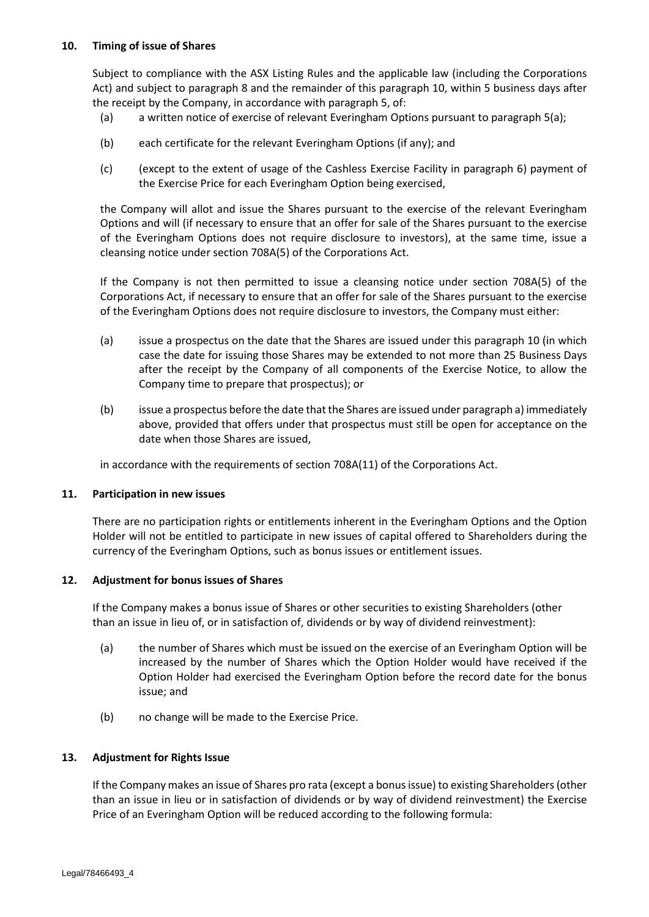**10. Timing of issue of Shares**

Subject to compliance with the ASX Listing Rules and the applicable law (including the Corporations Act) and subject to paragraph 8 and the remainder of this paragraph 10, within 5 business days after the receipt by the Company, in accordance with paragraph 5, of:

(a) a written notice of exercise of relevant Everingham Options pursuant to paragraph 5(a);

(b) each certificate for the relevant Everingham Options (if any); and

(c) (except to the extent of usage of the Cashless Exercise Facility in paragraph 6) payment of the Exercise Price for each Everingham Option being exercised,

the Company will allot and issue the Shares pursuant to the exercise of the relevant Everingham Options and will (if necessary to ensure that an offer for sale of the Shares pursuant to the exercise of the Everingham Options does not require disclosure to investors), at the same time, issue a cleansing notice under section 708A(5) of the Corporations Act.

If the Company is not then permitted to issue a cleansing notice under section 708A(5) of the Corporations Act, if necessary to ensure that an offer for sale of the Shares pursuant to the exercise of the Everingham Options does not require disclosure to investors, the Company must either:

(a) issue a prospectus on the date that the Shares are issued under this paragraph 10 (in which case the date for issuing those Shares may be extended to not more than 25 Business Days after the receipt by the Company of all components of the Exercise Notice, to allow the Company time to prepare that prospectus); or

(b) issue a prospectus before the date that the Shares are issued under paragraph a) immediately above, provided that offers under that prospectus must still be open for acceptance on the date when those Shares are issued,

in accordance with the requirements of section 708A(11) of the Corporations Act.

**11. Participation in new issues**

There are no participation rights or entitlements inherent in the Everingham Options and the Option Holder will not be entitled to participate in new issues of capital offered to Shareholders during the currency of the Everingham Options, such as bonus issues or entitlement issues.

**12. Adjustment for bonus issues of Shares**

If the Company makes a bonus issue of Shares or other securities to existing Shareholders (other than an issue in lieu of, or in satisfaction of, dividends or by way of dividend reinvestment):

(a) the number of Shares which must be issued on the exercise of an Everingham Option will be increased by the number of Shares which the Option Holder would have received if the Option Holder had exercised the Everingham Option before the record date for the bonus issue; and

(b) no change will be made to the Exercise Price.

**13. Adjustment for Rights Issue**

If the Company makes an issue of Shares pro rata (except a bonus issue) to existing Shareholders (other than an issue in lieu or in satisfaction of dividends or by way of dividend reinvestment) the Exercise Price of an Everingham Option will be reduced according to the following formula: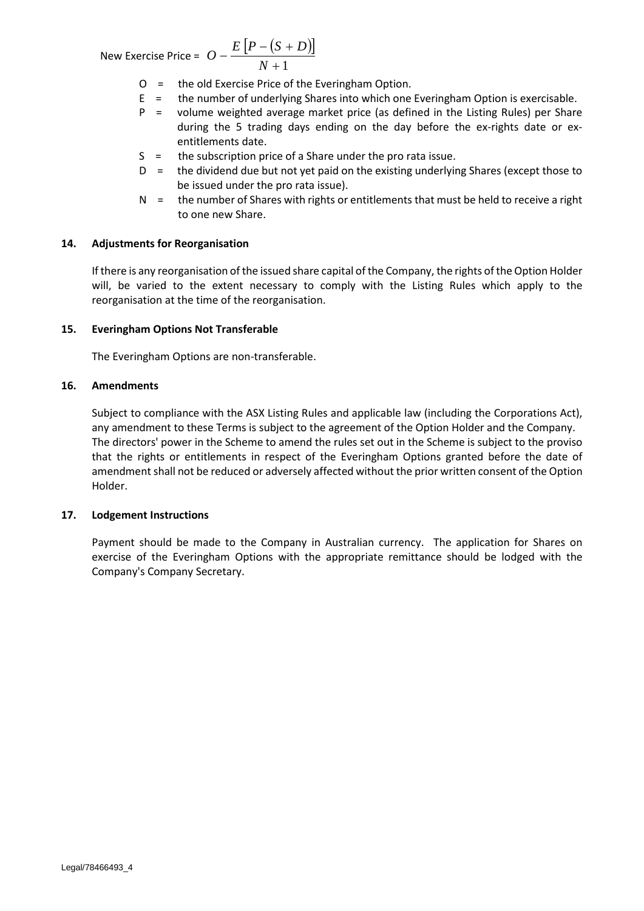New Exercise Price = $O - \frac{E\left[P - (S + D)\right]}{N + 1}$

- O = the old Exercise Price of the Everingham Option.
- E = the number of underlying Shares into which one Everingham Option is exercisable.
- P = volume weighted average market price (as defined in the Listing Rules) per Share during the 5 trading days ending on the day before the ex-rights date or ex-entitlements date.
- S = the subscription price of a Share under the pro rata issue.
- D = the dividend due but not yet paid on the existing underlying Shares (except those to be issued under the pro rata issue).
- N = the number of Shares with rights or entitlements that must be held to receive a right to one new Share.

**14. Adjustments for Reorganisation**

If there is any reorganisation of the issued share capital of the Company, the rights of the Option Holder will, be varied to the extent necessary to comply with the Listing Rules which apply to the reorganisation at the time of the reorganisation.

**15. Everingham Options Not Transferable**

The Everingham Options are non-transferable.

**16. Amendments**

Subject to compliance with the ASX Listing Rules and applicable law (including the Corporations Act), any amendment to these Terms is subject to the agreement of the Option Holder and the Company. The directors' power in the Scheme to amend the rules set out in the Scheme is subject to the proviso that the rights or entitlements in respect of the Everingham Options granted before the date of amendment shall not be reduced or adversely affected without the prior written consent of the Option Holder.

**17. Lodgement Instructions**

Payment should be made to the Company in Australian currency. The application for Shares on exercise of the Everingham Options with the appropriate remittance should be lodged with the Company's Company Secretary.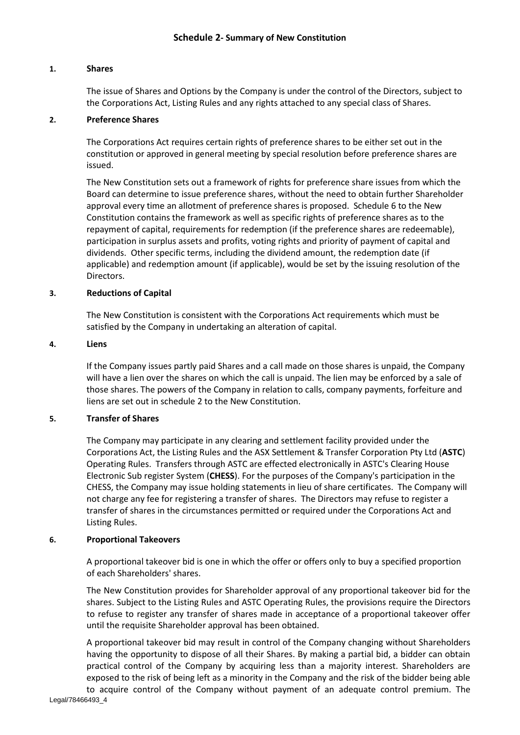## Schedule 2- Summary of New Constitution

### 1. Shares

The issue of Shares and Options by the Company is under the control of the Directors, subject to the Corporations Act, Listing Rules and any rights attached to any special class of Shares.

### 2. Preference Shares

The Corporations Act requires certain rights of preference shares to be either set out in the constitution or approved in general meeting by special resolution before preference shares are issued.

The New Constitution sets out a framework of rights for preference share issues from which the Board can determine to issue preference shares, without the need to obtain further Shareholder approval every time an allotment of preference shares is proposed. Schedule 6 to the New Constitution contains the framework as well as specific rights of preference shares as to the repayment of capital, requirements for redemption (if the preference shares are redeemable), participation in surplus assets and profits, voting rights and priority of payment of capital and dividends. Other specific terms, including the dividend amount, the redemption date (if applicable) and redemption amount (if applicable), would be set by the issuing resolution of the Directors.

### 3. Reductions of Capital

The New Constitution is consistent with the Corporations Act requirements which must be satisfied by the Company in undertaking an alteration of capital.

### 4. Liens

If the Company issues partly paid Shares and a call made on those shares is unpaid, the Company will have a lien over the shares on which the call is unpaid. The lien may be enforced by a sale of those shares. The powers of the Company in relation to calls, company payments, forfeiture and liens are set out in schedule 2 to the New Constitution.

### 5. Transfer of Shares

The Company may participate in any clearing and settlement facility provided under the Corporations Act, the Listing Rules and the ASX Settlement & Transfer Corporation Pty Ltd (**ASTC**) Operating Rules. Transfers through ASTC are effected electronically in ASTC's Clearing House Electronic Sub register System (**CHESS**). For the purposes of the Company's participation in the CHESS, the Company may issue holding statements in lieu of share certificates. The Company will not charge any fee for registering a transfer of shares. The Directors may refuse to register a transfer of shares in the circumstances permitted or required under the Corporations Act and Listing Rules.

### 6. Proportional Takeovers

A proportional takeover bid is one in which the offer or offers only to buy a specified proportion of each Shareholders' shares.

The New Constitution provides for Shareholder approval of any proportional takeover bid for the shares. Subject to the Listing Rules and ASTC Operating Rules, the provisions require the Directors to refuse to register any transfer of shares made in acceptance of a proportional takeover offer until the requisite Shareholder approval has been obtained.

A proportional takeover bid may result in control of the Company changing without Shareholders having the opportunity to dispose of all their Shares. By making a partial bid, a bidder can obtain practical control of the Company by acquiring less than a majority interest. Shareholders are exposed to the risk of being left as a minority in the Company and the risk of the bidder being able to acquire control of the Company without payment of an adequate control premium. The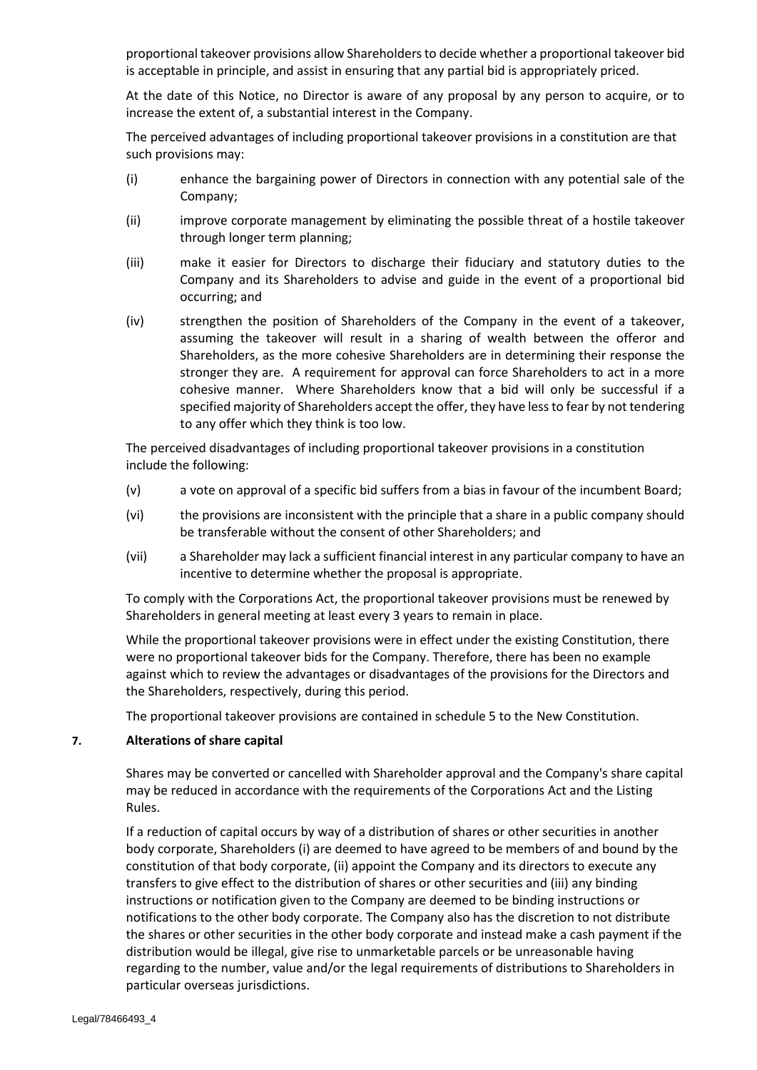proportional takeover provisions allow Shareholders to decide whether a proportional takeover bid is acceptable in principle, and assist in ensuring that any partial bid is appropriately priced.

At the date of this Notice, no Director is aware of any proposal by any person to acquire, or to increase the extent of, a substantial interest in the Company.

The perceived advantages of including proportional takeover provisions in a constitution are that such provisions may:

(i) enhance the bargaining power of Directors in connection with any potential sale of the Company;

(ii) improve corporate management by eliminating the possible threat of a hostile takeover through longer term planning;

(iii) make it easier for Directors to discharge their fiduciary and statutory duties to the Company and its Shareholders to advise and guide in the event of a proportional bid occurring; and

(iv) strengthen the position of Shareholders of the Company in the event of a takeover, assuming the takeover will result in a sharing of wealth between the offeror and Shareholders, as the more cohesive Shareholders are in determining their response the stronger they are. A requirement for approval can force Shareholders to act in a more cohesive manner. Where Shareholders know that a bid will only be successful if a specified majority of Shareholders accept the offer, they have less to fear by not tendering to any offer which they think is too low.

The perceived disadvantages of including proportional takeover provisions in a constitution include the following:

(v) a vote on approval of a specific bid suffers from a bias in favour of the incumbent Board;

(vi) the provisions are inconsistent with the principle that a share in a public company should be transferable without the consent of other Shareholders; and

(vii) a Shareholder may lack a sufficient financial interest in any particular company to have an incentive to determine whether the proposal is appropriate.

To comply with the Corporations Act, the proportional takeover provisions must be renewed by Shareholders in general meeting at least every 3 years to remain in place.

While the proportional takeover provisions were in effect under the existing Constitution, there were no proportional takeover bids for the Company. Therefore, there has been no example against which to review the advantages or disadvantages of the provisions for the Directors and the Shareholders, respectively, during this period.

The proportional takeover provisions are contained in schedule 5 to the New Constitution.

**7. Alterations of share capital**

Shares may be converted or cancelled with Shareholder approval and the Company's share capital may be reduced in accordance with the requirements of the Corporations Act and the Listing Rules.

If a reduction of capital occurs by way of a distribution of shares or other securities in another body corporate, Shareholders (i) are deemed to have agreed to be members of and bound by the constitution of that body corporate, (ii) appoint the Company and its directors to execute any transfers to give effect to the distribution of shares or other securities and (iii) any binding instructions or notification given to the Company are deemed to be binding instructions or notifications to the other body corporate. The Company also has the discretion to not distribute the shares or other securities in the other body corporate and instead make a cash payment if the distribution would be illegal, give rise to unmarketable parcels or be unreasonable having regarding to the number, value and/or the legal requirements of distributions to Shareholders in particular overseas jurisdictions.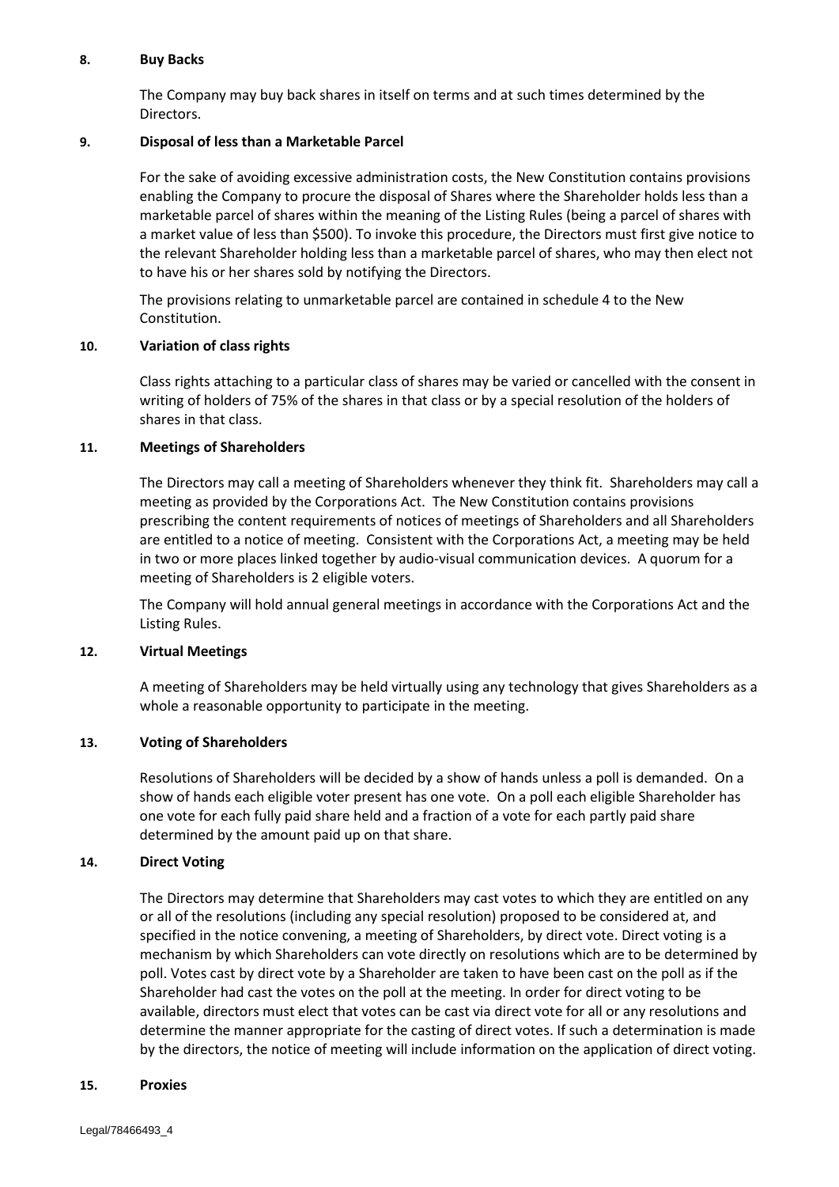**8. Buy Backs**

The Company may buy back shares in itself on terms and at such times determined by the Directors.

**9. Disposal of less than a Marketable Parcel**

For the sake of avoiding excessive administration costs, the New Constitution contains provisions enabling the Company to procure the disposal of Shares where the Shareholder holds less than a marketable parcel of shares within the meaning of the Listing Rules (being a parcel of shares with a market value of less than $500). To invoke this procedure, the Directors must first give notice to the relevant Shareholder holding less than a marketable parcel of shares, who may then elect not to have his or her shares sold by notifying the Directors.

The provisions relating to unmarketable parcel are contained in schedule 4 to the New Constitution.

**10. Variation of class rights**

Class rights attaching to a particular class of shares may be varied or cancelled with the consent in writing of holders of 75% of the shares in that class or by a special resolution of the holders of shares in that class.

**11. Meetings of Shareholders**

The Directors may call a meeting of Shareholders whenever they think fit. Shareholders may call a meeting as provided by the Corporations Act. The New Constitution contains provisions prescribing the content requirements of notices of meetings of Shareholders and all Shareholders are entitled to a notice of meeting. Consistent with the Corporations Act, a meeting may be held in two or more places linked together by audio-visual communication devices. A quorum for a meeting of Shareholders is 2 eligible voters.

The Company will hold annual general meetings in accordance with the Corporations Act and the Listing Rules.

**12. Virtual Meetings**

A meeting of Shareholders may be held virtually using any technology that gives Shareholders as a whole a reasonable opportunity to participate in the meeting.

**13. Voting of Shareholders**

Resolutions of Shareholders will be decided by a show of hands unless a poll is demanded. On a show of hands each eligible voter present has one vote. On a poll each eligible Shareholder has one vote for each fully paid share held and a fraction of a vote for each partly paid share determined by the amount paid up on that share.

**14. Direct Voting**

The Directors may determine that Shareholders may cast votes to which they are entitled on any or all of the resolutions (including any special resolution) proposed to be considered at, and specified in the notice convening, a meeting of Shareholders, by direct vote. Direct voting is a mechanism by which Shareholders can vote directly on resolutions which are to be determined by poll. Votes cast by direct vote by a Shareholder are taken to have been cast on the poll as if the Shareholder had cast the votes on the poll at the meeting. In order for direct voting to be available, directors must elect that votes can be cast via direct vote for all or any resolutions and determine the manner appropriate for the casting of direct votes. If such a determination is made by the directors, the notice of meeting will include information on the application of direct voting.

**15. Proxies**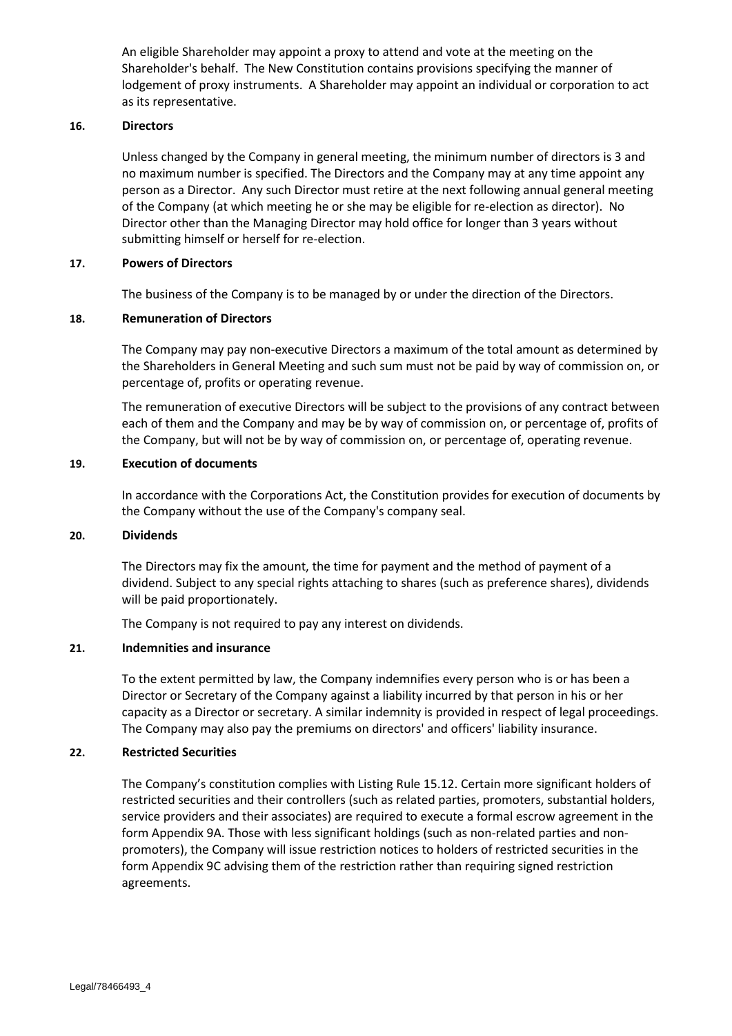An eligible Shareholder may appoint a proxy to attend and vote at the meeting on the Shareholder's behalf. The New Constitution contains provisions specifying the manner of lodgement of proxy instruments. A Shareholder may appoint an individual or corporation to act as its representative.

**16. Directors**

Unless changed by the Company in general meeting, the minimum number of directors is 3 and no maximum number is specified. The Directors and the Company may at any time appoint any person as a Director. Any such Director must retire at the next following annual general meeting of the Company (at which meeting he or she may be eligible for re-election as director). No Director other than the Managing Director may hold office for longer than 3 years without submitting himself or herself for re-election.

**17. Powers of Directors**

The business of the Company is to be managed by or under the direction of the Directors.

**18. Remuneration of Directors**

The Company may pay non-executive Directors a maximum of the total amount as determined by the Shareholders in General Meeting and such sum must not be paid by way of commission on, or percentage of, profits or operating revenue.

The remuneration of executive Directors will be subject to the provisions of any contract between each of them and the Company and may be by way of commission on, or percentage of, profits of the Company, but will not be by way of commission on, or percentage of, operating revenue.

**19. Execution of documents**

In accordance with the Corporations Act, the Constitution provides for execution of documents by the Company without the use of the Company's company seal.

**20. Dividends**

The Directors may fix the amount, the time for payment and the method of payment of a dividend. Subject to any special rights attaching to shares (such as preference shares), dividends will be paid proportionately.

The Company is not required to pay any interest on dividends.

**21. Indemnities and insurance**

To the extent permitted by law, the Company indemnifies every person who is or has been a Director or Secretary of the Company against a liability incurred by that person in his or her capacity as a Director or secretary. A similar indemnity is provided in respect of legal proceedings. The Company may also pay the premiums on directors' and officers' liability insurance.

**22. Restricted Securities**

The Company's constitution complies with Listing Rule 15.12. Certain more significant holders of restricted securities and their controllers (such as related parties, promoters, substantial holders, service providers and their associates) are required to execute a formal escrow agreement in the form Appendix 9A. Those with less significant holdings (such as non-related parties and non-promoters), the Company will issue restriction notices to holders of restricted securities in the form Appendix 9C advising them of the restriction rather than requiring signed restriction agreements.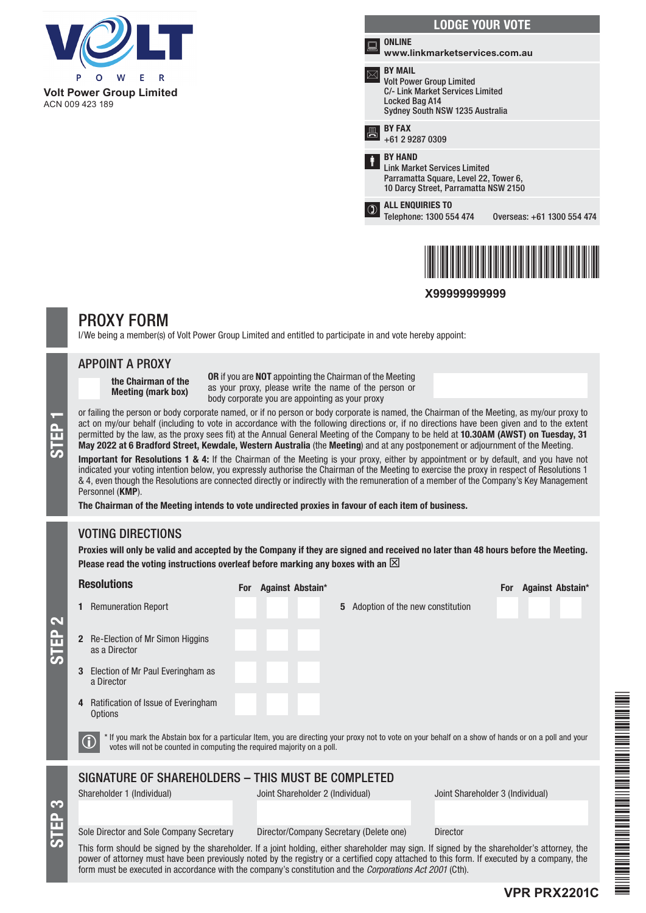**Volt Power Group Limited**
ACN 009 423 189

## LODGE YOUR VOTE

**ONLINE**
**www.linkmarketservices.com.au**

**BY MAIL**
Volt Power Group Limited
C/- Link Market Services Limited
Locked Bag A14
Sydney South NSW 1235 Australia

**BY FAX**
+61 2 9287 0309

**BY HAND**
Link Market Services Limited
Parramatta Square, Level 22, Tower 6,
10 Darcy Street, Parramatta NSW 2150

**ALL ENQUIRIES TO**
Telephone: 1300 554 474 Overseas: +61 1300 554 474

**X99999999999**

# PROXY FORM

I/We being a member(s) of Volt Power Group Limited and entitled to participate in and vote hereby appoint:

## STEP 1

### APPOINT A PROXY

**the Chairman of the Meeting (mark box)**

**OR** if you are **NOT** appointing the Chairman of the Meeting as your proxy, please write the name of the person or body corporate you are appointing as your proxy

or failing the person or body corporate named, or if no person or body corporate is named, the Chairman of the Meeting, as my/our proxy to act on my/our behalf (including to vote in accordance with the following directions or, if no directions have been given and to the extent permitted by the law, as the proxy sees fit) at the Annual General Meeting of the Company to be held at **10.30AM (AWST) on Tuesday, 31 May 2022 at 6 Bradford Street, Kewdale, Western Australia** (the **Meeting**) and at any postponement or adjournment of the Meeting.

**Important for Resolutions 1 & 4:** If the Chairman of the Meeting is your proxy, either by appointment or by default, and you have not indicated your voting intention below, you expressly authorise the Chairman of the Meeting to exercise the proxy in respect of Resolutions 1 & 4, even though the Resolutions are connected directly or indirectly with the remuneration of a member of the Company's Key Management Personnel (**KMP**).

**The Chairman of the Meeting intends to vote undirected proxies in favour of each item of business.**

## STEP 2

### VOTING DIRECTIONS

**Proxies will only be valid and accepted by the Company if they are signed and received no later than 48 hours before the Meeting.**
**Please read the voting instructions overleaf before marking any boxes with an ☒**

| Resolutions | For | Against | Abstain* |
|---|---|---|---|
| 1 Remuneration Report | | | |
| 2 Re-Election of Mr Simon Higgins as a Director | | | |
| 3 Election of Mr Paul Everingham as a Director | | | |
| 4 Ratification of Issue of Everingham Options | | | |
| 5 Adoption of the new constitution | | | |

\* If you mark the Abstain box for a particular Item, you are directing your proxy not to vote on your behalf on a show of hands or on a poll and your votes will not be counted in computing the required majority on a poll.

## STEP 3

### SIGNATURE OF SHAREHOLDERS – THIS MUST BE COMPLETED

| Shareholder 1 (Individual) | Joint Shareholder 2 (Individual) | Joint Shareholder 3 (Individual) |
|---|---|---|
| | | |
| Sole Director and Sole Company Secretary | Director/Company Secretary (Delete one) | Director |

This form should be signed by the shareholder. If a joint holding, either shareholder may sign. If signed by the shareholder's attorney, the power of attorney must have been previously noted by the registry or a certified copy attached to this form. If executed by a company, the form must be executed in accordance with the company's constitution and the *Corporations Act 2001* (Cth).

**VPR PRX2201C**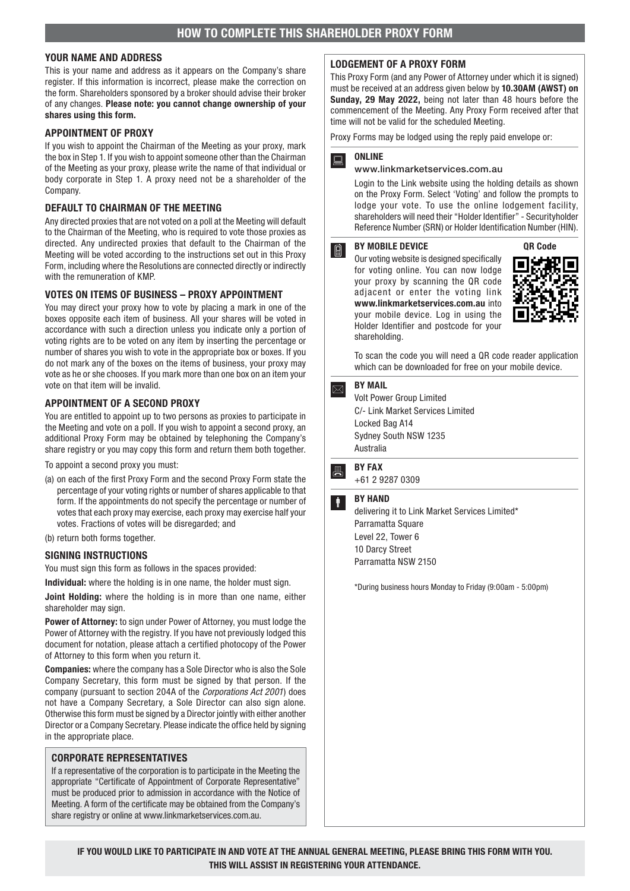# HOW TO COMPLETE THIS SHAREHOLDER PROXY FORM

### YOUR NAME AND ADDRESS

This is your name and address as it appears on the Company's share register. If this information is incorrect, please make the correction on the form. Shareholders sponsored by a broker should advise their broker of any changes. **Please note: you cannot change ownership of your shares using this form.**

### APPOINTMENT OF PROXY

If you wish to appoint the Chairman of the Meeting as your proxy, mark the box in Step 1. If you wish to appoint someone other than the Chairman of the Meeting as your proxy, please write the name of that individual or body corporate in Step 1. A proxy need not be a shareholder of the Company.

### DEFAULT TO CHAIRMAN OF THE MEETING

Any directed proxies that are not voted on a poll at the Meeting will default to the Chairman of the Meeting, who is required to vote those proxies as directed. Any undirected proxies that default to the Chairman of the Meeting will be voted according to the instructions set out in this Proxy Form, including where the Resolutions are connected directly or indirectly with the remuneration of KMP.

### VOTES ON ITEMS OF BUSINESS – PROXY APPOINTMENT

You may direct your proxy how to vote by placing a mark in one of the boxes opposite each item of business. All your shares will be voted in accordance with such a direction unless you indicate only a portion of voting rights are to be voted on any item by inserting the percentage or number of shares you wish to vote in the appropriate box or boxes. If you do not mark any of the boxes on the items of business, your proxy may vote as he or she chooses. If you mark more than one box on an item your vote on that item will be invalid.

### APPOINTMENT OF A SECOND PROXY

You are entitled to appoint up to two persons as proxies to participate in the Meeting and vote on a poll. If you wish to appoint a second proxy, an additional Proxy Form may be obtained by telephoning the Company's share registry or you may copy this form and return them both together.

To appoint a second proxy you must:

(a) on each of the first Proxy Form and the second Proxy Form state the percentage of your voting rights or number of shares applicable to that form. If the appointments do not specify the percentage or number of votes that each proxy may exercise, each proxy may exercise half your votes. Fractions of votes will be disregarded; and

(b) return both forms together.

### SIGNING INSTRUCTIONS

You must sign this form as follows in the spaces provided:

**Individual:** where the holding is in one name, the holder must sign.

**Joint Holding:** where the holding is in more than one name, either shareholder may sign.

**Power of Attorney:** to sign under Power of Attorney, you must lodge the Power of Attorney with the registry. If you have not previously lodged this document for notation, please attach a certified photocopy of the Power of Attorney to this form when you return it.

**Companies:** where the company has a Sole Director who is also the Sole Company Secretary, this form must be signed by that person. If the company (pursuant to section 204A of the *Corporations Act 2001*) does not have a Company Secretary, a Sole Director can also sign alone. Otherwise this form must be signed by a Director jointly with either another Director or a Company Secretary. Please indicate the office held by signing in the appropriate place.

### CORPORATE REPRESENTATIVES

If a representative of the corporation is to participate in the Meeting the appropriate "Certificate of Appointment of Corporate Representative" must be produced prior to admission in accordance with the Notice of Meeting. A form of the certificate may be obtained from the Company's share registry or online at www.linkmarketservices.com.au.

### LODGEMENT OF A PROXY FORM

This Proxy Form (and any Power of Attorney under which it is signed) must be received at an address given below by **10.30AM (AWST) on Sunday, 29 May 2022,** being not later than 48 hours before the commencement of the Meeting. Any Proxy Form received after that time will not be valid for the scheduled Meeting.

Proxy Forms may be lodged using the reply paid envelope or:

**ONLINE**

www.linkmarketservices.com.au

Login to the Link website using the holding details as shown on the Proxy Form. Select 'Voting' and follow the prompts to lodge your vote. To use the online lodgement facility, shareholders will need their "Holder Identifier" - Securityholder Reference Number (SRN) or Holder Identification Number (HIN).

**BY MOBILE DEVICE**

**QR Code**

Our voting website is designed specifically for voting online. You can now lodge your proxy by scanning the QR code adjacent or enter the voting link **www.linkmarketservices.com.au** into your mobile device. Log in using the Holder Identifier and postcode for your shareholding.

To scan the code you will need a QR code reader application which can be downloaded for free on your mobile device.

**BY MAIL**

Volt Power Group Limited
C/- Link Market Services Limited
Locked Bag A14
Sydney South NSW 1235
Australia

**BY FAX**

+61 2 9287 0309

**BY HAND**

delivering it to Link Market Services Limited*
Parramatta Square
Level 22, Tower 6
10 Darcy Street
Parramatta NSW 2150

*During business hours Monday to Friday (9:00am - 5:00pm)

**IF YOU WOULD LIKE TO PARTICIPATE IN AND VOTE AT THE ANNUAL GENERAL MEETING, PLEASE BRING THIS FORM WITH YOU. THIS WILL ASSIST IN REGISTERING YOUR ATTENDANCE.**